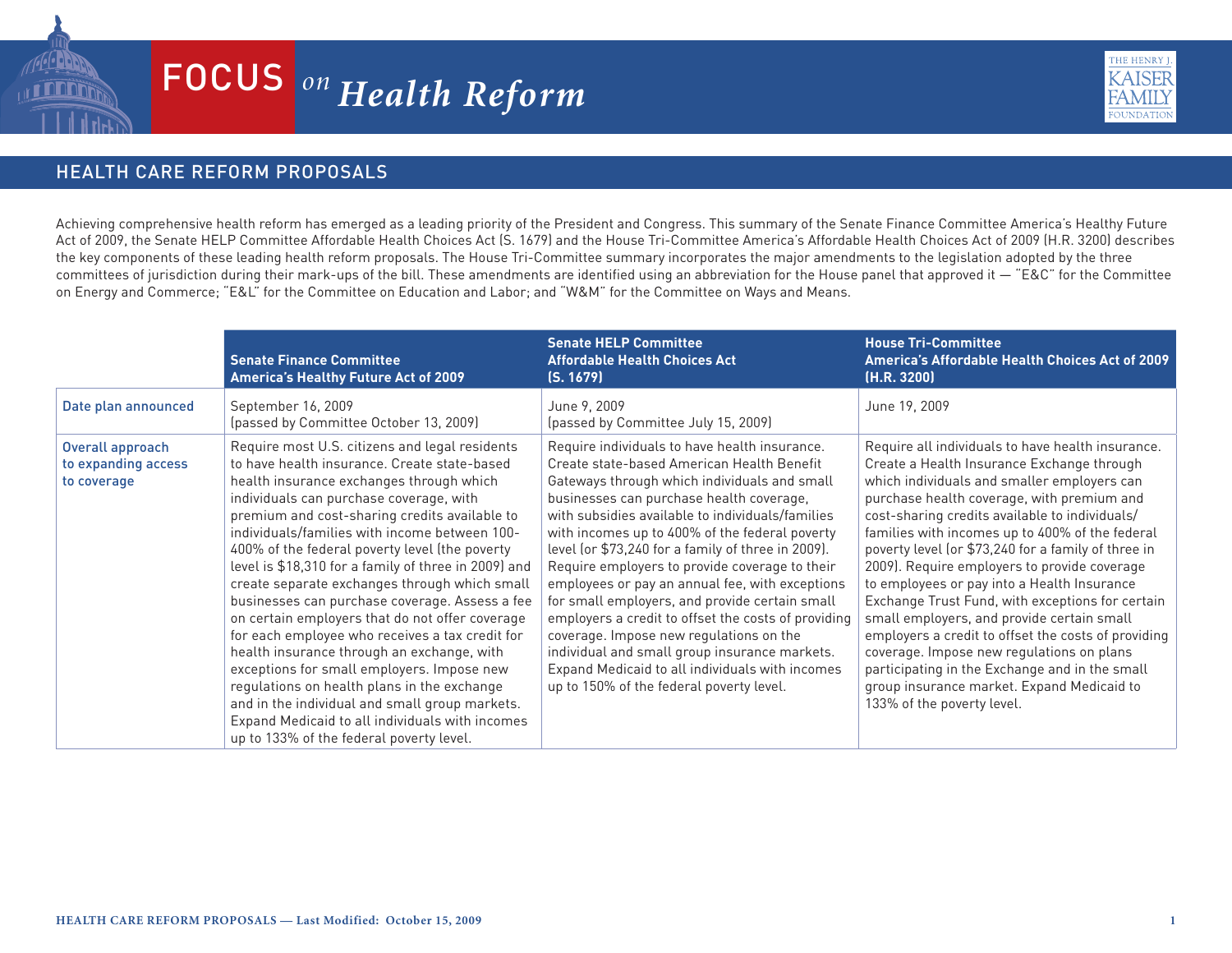# FOCUS on Health Reform

## HEALTH CARE REFORM PROPOSALS

Achieving comprehensive health reform has emerged as a leading priority of the President and Congress. This summary of the Senate Finance Committee America's Healthy Future Act of 2009, the Senate HELP Committee Affordable Health Choices Act (S. 1679) and the House Tri-Committee America's Affordable Health Choices Act of 2009 (H.R. 3200) describes the key components of these leading health reform proposals. The House Tri-Committee summary incorporates the major amendments to the legislation adopted by the three committees of jurisdiction during their mark-ups of the bill. These amendments are identified using an abbreviation for the House panel that approved it — "E&C" for the Committee on Energy and Commerce; "E&L" for the Committee on Education and Labor; and "W&M" for the Committee on Ways and Means.

| | Senate Finance Committee America's Healthy Future Act of 2009 | Senate HELP Committee Affordable Health Choices Act (S. 1679) | House Tri-Committee America's Affordable Health Choices Act of 2009 (H.R. 3200) |
|---|---|---|---|
| Date plan announced | September 16, 2009 (passed by Committee October 13, 2009) | June 9, 2009 (passed by Committee July 15, 2009) | June 19, 2009 |
| Overall approach to expanding access to coverage | Require most U.S. citizens and legal residents to have health insurance. Create state-based health insurance exchanges through which individuals can purchase coverage, with premium and cost-sharing credits available to individuals/families with income between 100-400% of the federal poverty level (the poverty level is $18,310 for a family of three in 2009) and create separate exchanges through which small businesses can purchase coverage. Assess a fee on certain employers that do not offer coverage for each employee who receives a tax credit for health insurance through an exchange, with exceptions for small employers. Impose new regulations on health plans in the exchange and in the individual and small group markets. Expand Medicaid to all individuals with incomes up to 133% of the federal poverty level. | Require individuals to have health insurance. Create state-based American Health Benefit Gateways through which individuals and small businesses can purchase health coverage, with subsidies available to individuals/families with incomes up to 400% of the federal poverty level (or $73,240 for a family of three in 2009). Require employers to provide coverage to their employees or pay an annual fee, with exceptions for small employers, and provide certain small employers a credit to offset the costs of providing coverage. Impose new regulations on the individual and small group insurance markets. Expand Medicaid to all individuals with incomes up to 150% of the federal poverty level. | Require all individuals to have health insurance. Create a Health Insurance Exchange through which individuals and smaller employers can purchase health coverage, with premium and cost-sharing credits available to individuals/families with incomes up to 400% of the federal poverty level (or $73,240 for a family of three in 2009). Require employers to provide coverage to employees or pay into a Health Insurance Exchange Trust Fund, with exceptions for certain small employers, and provide certain small employers a credit to offset the costs of providing coverage. Impose new regulations on plans participating in the Exchange and in the small group insurance market. Expand Medicaid to 133% of the poverty level. |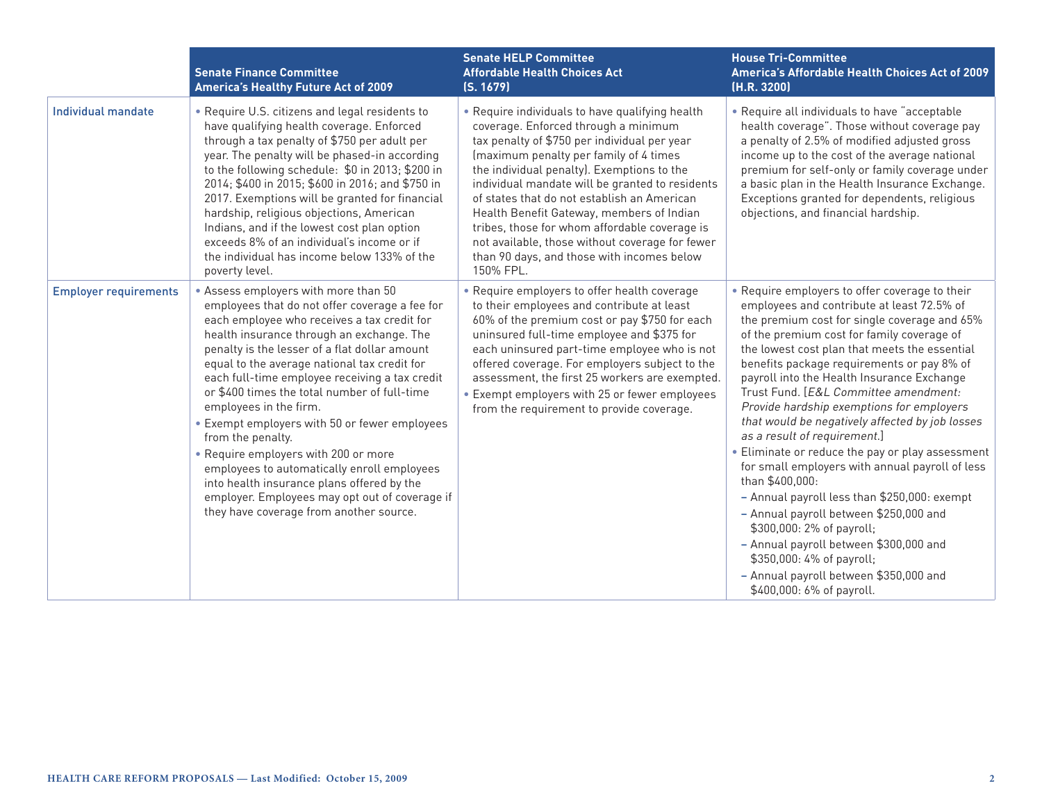| | Senate Finance Committee America's Healthy Future Act of 2009 | Senate HELP Committee Affordable Health Choices Act (S. 1679) | House Tri-Committee America's Affordable Health Choices Act of 2009 (H.R. 3200) |
|---|---|---|---|
| Individual mandate | • Require U.S. citizens and legal residents to have qualifying health coverage. Enforced through a tax penalty of $750 per adult per year. The penalty will be phased-in according to the following schedule: $0 in 2013; $200 in 2014; $400 in 2015; $600 in 2016; and $750 in 2017. Exemptions will be granted for financial hardship, religious objections, American Indians, and if the lowest cost plan option exceeds 8% of an individual's income or if the individual has income below 133% of the poverty level. | • Require individuals to have qualifying health coverage. Enforced through a minimum tax penalty of $750 per individual per year (maximum penalty per family of 4 times the individual penalty). Exemptions to the individual mandate will be granted to residents of states that do not establish an American Health Benefit Gateway, members of Indian tribes, those for whom affordable coverage is not available, those without coverage for fewer than 90 days, and those with incomes below 150% FPL. | • Require all individuals to have "acceptable health coverage". Those without coverage pay a penalty of 2.5% of modified adjusted gross income up to the cost of the average national premium for self-only or family coverage under a basic plan in the Health Insurance Exchange. Exceptions granted for dependents, religious objections, and financial hardship. |
| Employer requirements | • Assess employers with more than 50 employees that do not offer coverage a fee for each employee who receives a tax credit for health insurance through an exchange. The penalty is the lesser of a flat dollar amount equal to the average national tax credit for each full-time employee receiving a tax credit or $400 times the total number of full-time employees in the firm.<br>• Exempt employers with 50 or fewer employees from the penalty.<br>• Require employers with 200 or more employees to automatically enroll employees into health insurance plans offered by the employer. Employees may opt out of coverage if they have coverage from another source. | • Require employers to offer health coverage to their employees and contribute at least 60% of the premium cost or pay $750 for each uninsured full-time employee and $375 for each uninsured part-time employee who is not offered coverage. For employers subject to the assessment, the first 25 workers are exempted.<br>• Exempt employers with 25 or fewer employees from the requirement to provide coverage. | • Require employers to offer coverage to their employees and contribute at least 72.5% of the premium cost for single coverage and 65% of the premium cost for family coverage of the lowest cost plan that meets the essential benefits package requirements or pay 8% of payroll into the Health Insurance Exchange Trust Fund. [*E&L Committee amendment: Provide hardship exemptions for employers that would be negatively affected by job losses as a result of requirement.*]<br>• Eliminate or reduce the pay or play assessment for small employers with annual payroll of less than $400,000:<br>– Annual payroll less than $250,000: exempt<br>– Annual payroll between $250,000 and $300,000: 2% of payroll;<br>– Annual payroll between $300,000 and $350,000: 4% of payroll;<br>– Annual payroll between $350,000 and $400,000: 6% of payroll. |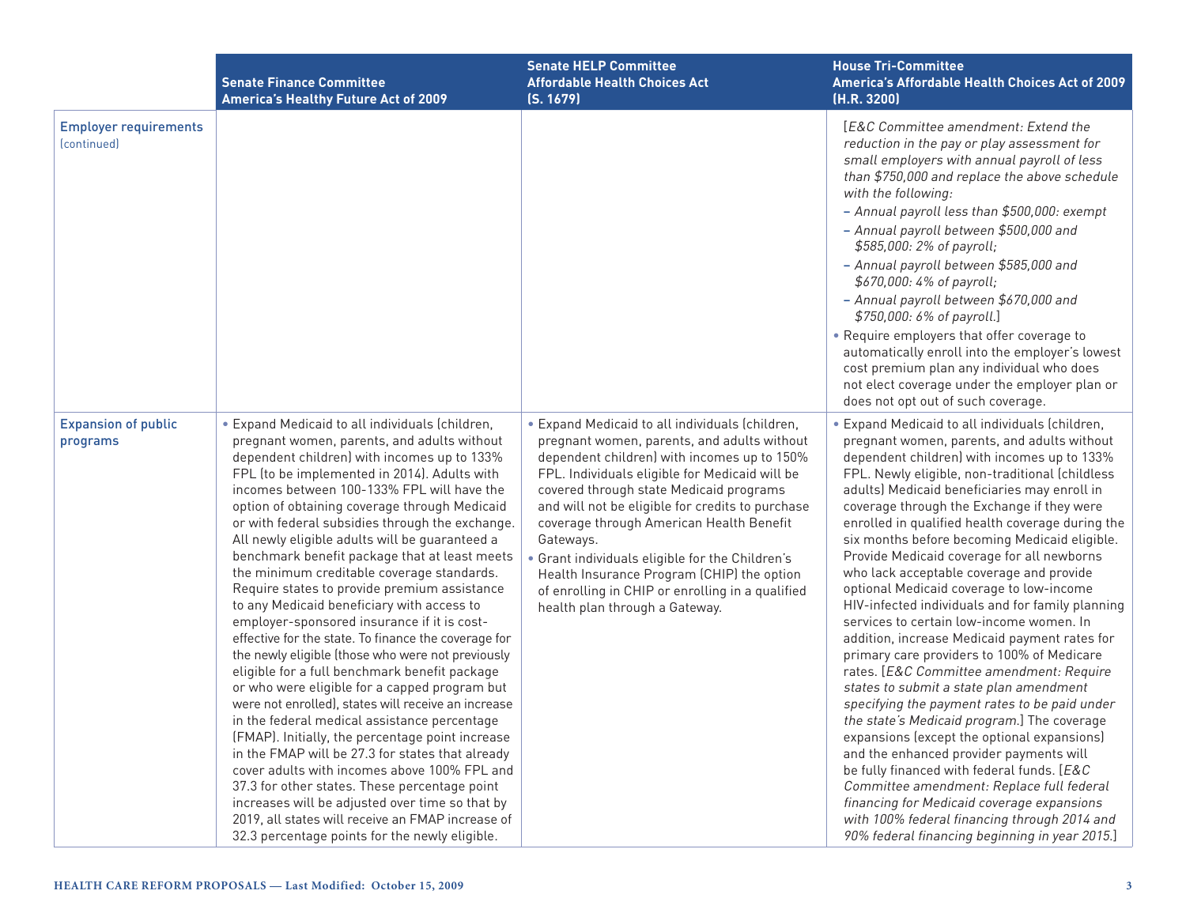| | Senate Finance Committee America's Healthy Future Act of 2009 | Senate HELP Committee Affordable Health Choices Act (S. 1679) | House Tri-Committee America's Affordable Health Choices Act of 2009 (H.R. 3200) |
|---|---|---|---|
| **Employer requirements** (continued) | | | [*E&C Committee amendment: Extend the reduction in the pay or play assessment for small employers with annual payroll of less than $750,000 and replace the above schedule with the following:*<br>– *Annual payroll less than $500,000: exempt*<br>– *Annual payroll between $500,000 and $585,000: 2% of payroll;*<br>– *Annual payroll between $585,000 and $670,000: 4% of payroll;*<br>– *Annual payroll between $670,000 and $750,000: 6% of payroll.*]<br>• Require employers that offer coverage to automatically enroll into the employer's lowest cost premium plan any individual who does not elect coverage under the employer plan or does not opt out of such coverage. |
| **Expansion of public programs** | • Expand Medicaid to all individuals (children, pregnant women, parents, and adults without dependent children) with incomes up to 133% FPL (to be implemented in 2014). Adults with incomes between 100-133% FPL will have the option of obtaining coverage through Medicaid or with federal subsidies through the exchange. All newly eligible adults will be guaranteed a benchmark benefit package that at least meets the minimum creditable coverage standards. Require states to provide premium assistance to any Medicaid beneficiary with access to employer-sponsored insurance if it is cost-effective for the state. To finance the coverage for the newly eligible (those who were not previously eligible for a full benchmark benefit package or who were eligible for a capped program but were not enrolled), states will receive an increase in the federal medical assistance percentage (FMAP). Initially, the percentage point increase in the FMAP will be 27.3 for states that already cover adults with incomes above 100% FPL and 37.3 for other states. These percentage point increases will be adjusted over time so that by 2019, all states will receive an FMAP increase of 32.3 percentage points for the newly eligible. | • Expand Medicaid to all individuals (children, pregnant women, parents, and adults without dependent children) with incomes up to 150% FPL. Individuals eligible for Medicaid will be covered through state Medicaid programs and will not be eligible for credits to purchase coverage through American Health Benefit Gateways.<br>• Grant individuals eligible for the Children's Health Insurance Program (CHIP) the option of enrolling in CHIP or enrolling in a qualified health plan through a Gateway. | • Expand Medicaid to all individuals (children, pregnant women, parents, and adults without dependent children) with incomes up to 133% FPL. Newly eligible, non-traditional (childless adults) Medicaid beneficiaries may enroll in coverage through the Exchange if they were enrolled in qualified health coverage during the six months before becoming Medicaid eligible. Provide Medicaid coverage for all newborns who lack acceptable coverage and provide optional Medicaid coverage to low-income HIV-infected individuals and for family planning services to certain low-income women. In addition, increase Medicaid payment rates for primary care providers to 100% of Medicare rates. [*E&C Committee amendment: Require states to submit a state plan amendment specifying the payment rates to be paid under the state's Medicaid program.*] The coverage expansions (except the optional expansions) and the enhanced provider payments will be fully financed with federal funds. [*E&C Committee amendment: Replace full federal financing for Medicaid coverage expansions with 100% federal financing through 2014 and 90% federal financing beginning in year 2015.*] |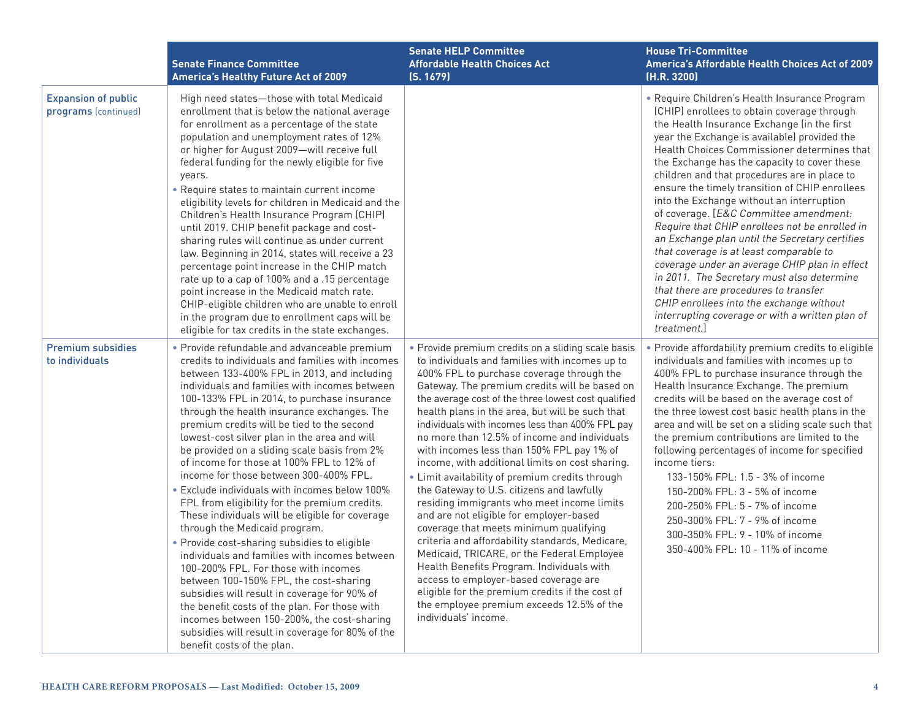| | Senate Finance Committee America's Healthy Future Act of 2009 | Senate HELP Committee Affordable Health Choices Act (S. 1679) | House Tri-Committee America's Affordable Health Choices Act of 2009 (H.R. 3200) |
|---|---|---|---|
| **Expansion of public programs** (continued) | High need states—those with total Medicaid enrollment that is below the national average for enrollment as a percentage of the state population and unemployment rates of 12% or higher for August 2009—will receive full federal funding for the newly eligible for five years.<br>• Require states to maintain current income eligibility levels for children in Medicaid and the Children's Health Insurance Program (CHIP) until 2019. CHIP benefit package and cost-sharing rules will continue as under current law. Beginning in 2014, states will receive a 23 percentage point increase in the CHIP match rate up to a cap of 100% and a .15 percentage point increase in the Medicaid match rate. CHIP-eligible children who are unable to enroll in the program due to enrollment caps will be eligible for tax credits in the state exchanges. | | • Require Children's Health Insurance Program (CHIP) enrollees to obtain coverage through the Health Insurance Exchange (in the first year the Exchange is available) provided the Health Choices Commissioner determines that the Exchange has the capacity to cover these children and that procedures are in place to ensure the timely transition of CHIP enrollees into the Exchange without an interruption of coverage. [*E&C Committee amendment: Require that CHIP enrollees not be enrolled in an Exchange plan until the Secretary certifies that coverage is at least comparable to coverage under an average CHIP plan in effect in 2011. The Secretary must also determine that there are procedures to transfer CHIP enrollees into the exchange without interrupting coverage or with a written plan of treatment.*] |
| **Premium subsidies to individuals** | • Provide refundable and advanceable premium credits to individuals and families with incomes between 133-400% FPL in 2013, and including individuals and families with incomes between 100-133% FPL in 2014, to purchase insurance through the health insurance exchanges. The premium credits will be tied to the second lowest-cost silver plan in the area and will be provided on a sliding scale basis from 2% of income for those at 100% FPL to 12% of income for those between 300-400% FPL.<br>• Exclude individuals with incomes below 100% FPL from eligibility for the premium credits. These individuals will be eligible for coverage through the Medicaid program.<br>• Provide cost-sharing subsidies to eligible individuals and families with incomes between 100-200% FPL. For those with incomes between 100-150% FPL, the cost-sharing subsidies will result in coverage for 90% of the benefit costs of the plan. For those with incomes between 150-200%, the cost-sharing subsidies will result in coverage for 80% of the benefit costs of the plan. | • Provide premium credits on a sliding scale basis to individuals and families with incomes up to 400% FPL to purchase coverage through the Gateway. The premium credits will be based on the average cost of the three lowest cost qualified health plans in the area, but will be such that individuals with incomes less than 400% FPL pay no more than 12.5% of income and individuals with incomes less than 150% FPL pay 1% of income, with additional limits on cost sharing.<br>• Limit availability of premium credits through the Gateway to U.S. citizens and lawfully residing immigrants who meet income limits and are not eligible for employer-based coverage that meets minimum qualifying criteria and affordability standards, Medicare, Medicaid, TRICARE, or the Federal Employee Health Benefits Program. Individuals with access to employer-based coverage are eligible for the premium credits if the cost of the employee premium exceeds 12.5% of the individuals' income. | • Provide affordability premium credits to eligible individuals and families with incomes up to 400% FPL to purchase insurance through the Health Insurance Exchange. The premium credits will be based on the average cost of the three lowest cost basic health plans in the area and will be set on a sliding scale such that the premium contributions are limited to the following percentages of income for specified income tiers:<br>133-150% FPL: 1.5 - 3% of income<br>150-200% FPL: 3 - 5% of income<br>200-250% FPL: 5 - 7% of income<br>250-300% FPL: 7 - 9% of income<br>300-350% FPL: 9 - 10% of income<br>350-400% FPL: 10 - 11% of income |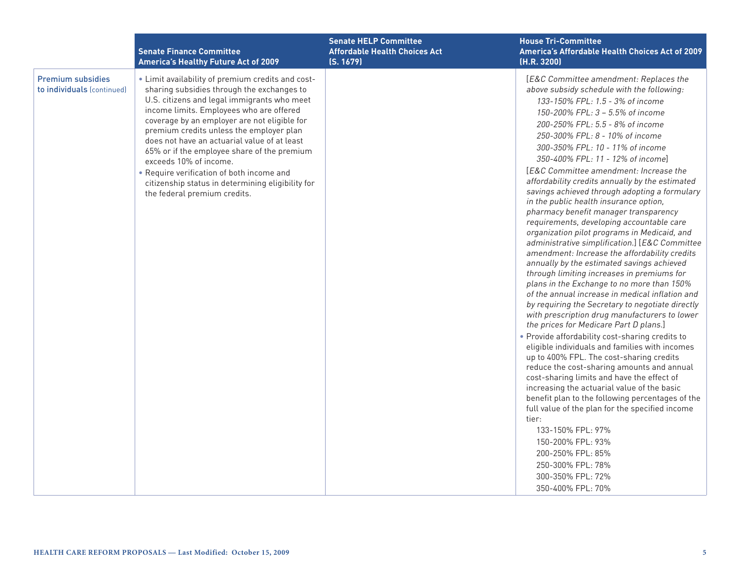| | Senate Finance Committee America's Healthy Future Act of 2009 | Senate HELP Committee Affordable Health Choices Act (S. 1679) | House Tri-Committee America's Affordable Health Choices Act of 2009 (H.R. 3200) |
|---|---|---|---|
| **Premium subsidies to individuals** (continued) | • Limit availability of premium credits and cost-sharing subsidies through the exchanges to U.S. citizens and legal immigrants who meet income limits. Employees who are offered coverage by an employer are not eligible for premium credits unless the employer plan does not have an actuarial value of at least 65% or if the employee share of the premium exceeds 10% of income.<br>• Require verification of both income and citizenship status in determining eligibility for the federal premium credits. | | [*E&C Committee amendment: Replaces the above subsidy schedule with the following:*<br>*133-150% FPL: 1.5 - 3% of income*<br>*150-200% FPL: 3 – 5.5% of income*<br>*200-250% FPL: 5.5 - 8% of income*<br>*250-300% FPL: 8 - 10% of income*<br>*300-350% FPL: 10 - 11% of income*<br>*350-400% FPL: 11 - 12% of income*]<br>[*E&C Committee amendment: Increase the affordability credits annually by the estimated savings achieved through adopting a formulary in the public health insurance option, pharmacy benefit manager transparency requirements, developing accountable care organization pilot programs in Medicaid, and administrative simplification.*] [*E&C Committee amendment: Increase the affordability credits annually by the estimated savings achieved through limiting increases in premiums for plans in the Exchange to no more than 150% of the annual increase in medical inflation and by requiring the Secretary to negotiate directly with prescription drug manufacturers to lower the prices for Medicare Part D plans.*]<br>• Provide affordability cost-sharing credits to eligible individuals and families with incomes up to 400% FPL. The cost-sharing credits reduce the cost-sharing amounts and annual cost-sharing limits and have the effect of increasing the actuarial value of the basic benefit plan to the following percentages of the full value of the plan for the specified income tier:<br>133-150% FPL: 97%<br>150-200% FPL: 93%<br>200-250% FPL: 85%<br>250-300% FPL: 78%<br>300-350% FPL: 72%<br>350-400% FPL: 70% |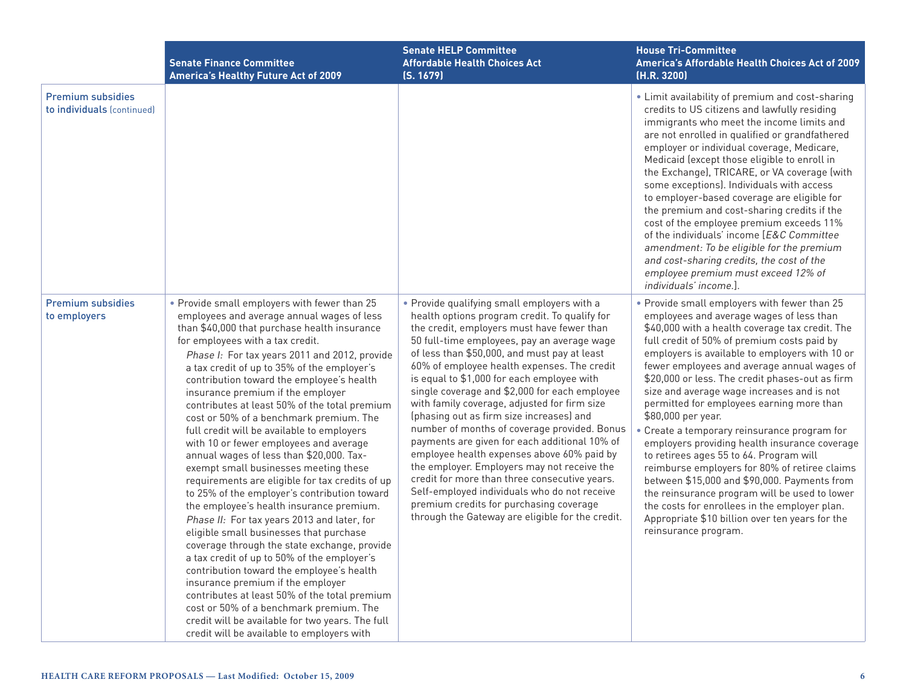| | Senate Finance Committee America's Healthy Future Act of 2009 | Senate HELP Committee Affordable Health Choices Act (S. 1679) | House Tri-Committee America's Affordable Health Choices Act of 2009 (H.R. 3200) |
|---|---|---|---|
| Premium subsidies to individuals (continued) | | | • Limit availability of premium and cost-sharing credits to US citizens and lawfully residing immigrants who meet the income limits and are not enrolled in qualified or grandfathered employer or individual coverage, Medicare, Medicaid (except those eligible to enroll in the Exchange), TRICARE, or VA coverage (with some exceptions). Individuals with access to employer-based coverage are eligible for the premium and cost-sharing credits if the cost of the employee premium exceeds 11% of the individuals' income [*E&C Committee amendment: To be eligible for the premium and cost-sharing credits, the cost of the employee premium must exceed 12% of individuals' income.*]. |
| Premium subsidies to employers | • Provide small employers with fewer than 25 employees and average annual wages of less than $40,000 that purchase health insurance for employees with a tax credit.<br>*Phase I:* For tax years 2011 and 2012, provide a tax credit of up to 35% of the employer's contribution toward the employee's health insurance premium if the employer contributes at least 50% of the total premium cost or 50% of a benchmark premium. The full credit will be available to employers with 10 or fewer employees and average annual wages of less than $20,000. Tax-exempt small businesses meeting these requirements are eligible for tax credits of up to 25% of the employer's contribution toward the employee's health insurance premium.<br>*Phase II:* For tax years 2013 and later, for eligible small businesses that purchase coverage through the state exchange, provide a tax credit of up to 50% of the employer's contribution toward the employee's health insurance premium if the employer contributes at least 50% of the total premium cost or 50% of a benchmark premium. The credit will be available for two years. The full credit will be available to employers with | • Provide qualifying small employers with a health options program credit. To qualify for the credit, employers must have fewer than 50 full-time employees, pay an average wage of less than $50,000, and must pay at least 60% of employee health expenses. The credit is equal to $1,000 for each employee with single coverage and $2,000 for each employee with family coverage, adjusted for firm size (phasing out as firm size increases) and number of months of coverage provided. Bonus payments are given for each additional 10% of employee health expenses above 60% paid by the employer. Employers may not receive the credit for more than three consecutive years. Self-employed individuals who do not receive premium credits for purchasing coverage through the Gateway are eligible for the credit. | • Provide small employers with fewer than 25 employees and average wages of less than $40,000 with a health coverage tax credit. The full credit of 50% of premium costs paid by employers is available to employers with 10 or fewer employees and average annual wages of $20,000 or less. The credit phases-out as firm size and average wage increases and is not permitted for employees earning more than $80,000 per year.<br>• Create a temporary reinsurance program for employers providing health insurance coverage to retirees ages 55 to 64. Program will reimburse employers for 80% of retiree claims between $15,000 and $90,000. Payments from the reinsurance program will be used to lower the costs for enrollees in the employer plan. Appropriate $10 billion over ten years for the reinsurance program. |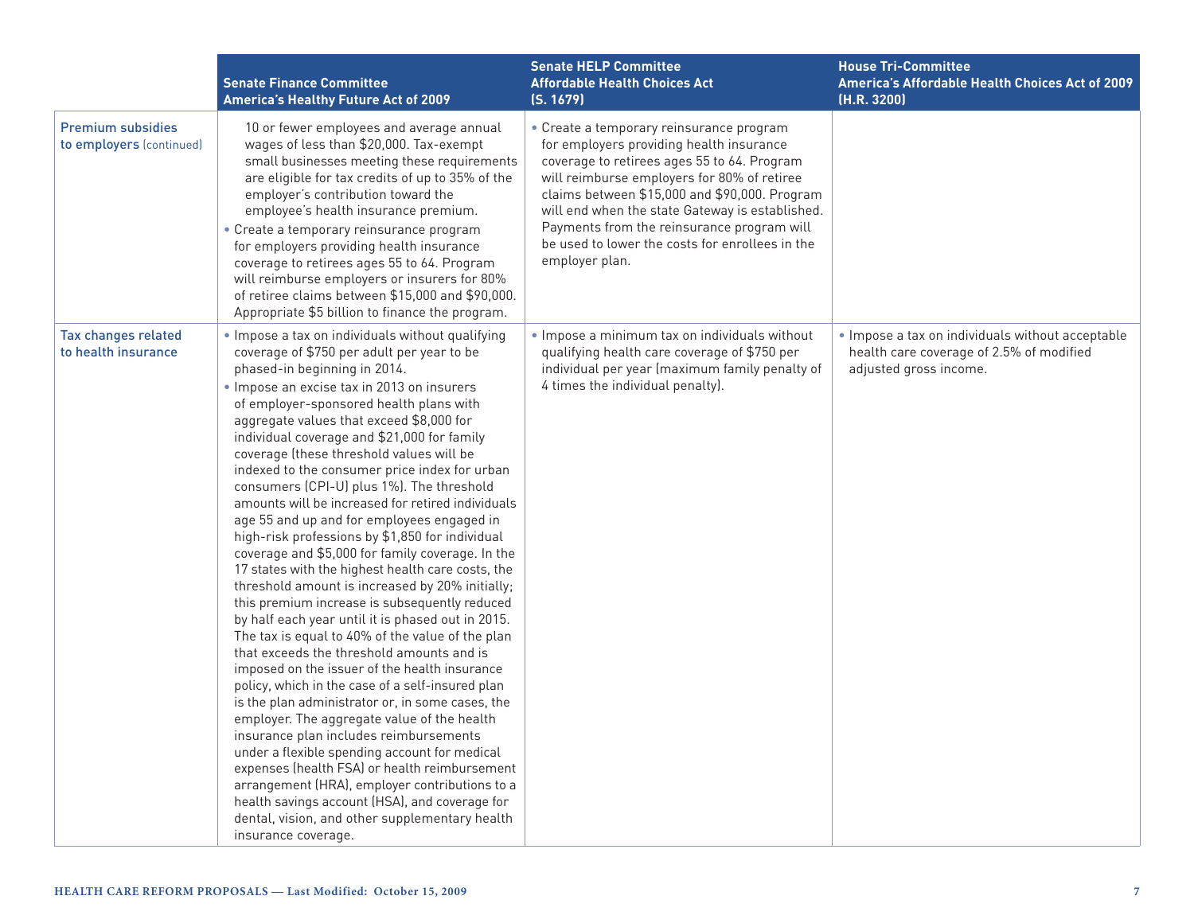| | Senate Finance Committee America's Healthy Future Act of 2009 | Senate HELP Committee Affordable Health Choices Act (S. 1679) | House Tri-Committee America's Affordable Health Choices Act of 2009 (H.R. 3200) |
|---|---|---|---|
| **Premium subsidies to employers** (continued) | 10 or fewer employees and average annual wages of less than $20,000. Tax-exempt small businesses meeting these requirements are eligible for tax credits of up to 35% of the employer's contribution toward the employee's health insurance premium.<br>• Create a temporary reinsurance program for employers providing health insurance coverage to retirees ages 55 to 64. Program will reimburse employers or insurers for 80% of retiree claims between $15,000 and $90,000. Appropriate $5 billion to finance the program. | • Create a temporary reinsurance program for employers providing health insurance coverage to retirees ages 55 to 64. Program will reimburse employers for 80% of retiree claims between $15,000 and $90,000. Program will end when the state Gateway is established. Payments from the reinsurance program will be used to lower the costs for enrollees in the employer plan. | |
| **Tax changes related to health insurance** | • Impose a tax on individuals without qualifying coverage of $750 per adult per year to be phased-in beginning in 2014.<br>• Impose an excise tax in 2013 on insurers of employer-sponsored health plans with aggregate values that exceed $8,000 for individual coverage and $21,000 for family coverage (these threshold values will be indexed to the consumer price index for urban consumers (CPI-U) plus 1%). The threshold amounts will be increased for retired individuals age 55 and up and for employees engaged in high-risk professions by $1,850 for individual coverage and $5,000 for family coverage. In the 17 states with the highest health care costs, the threshold amount is increased by 20% initially; this premium increase is subsequently reduced by half each year until it is phased out in 2015. The tax is equal to 40% of the value of the plan that exceeds the threshold amounts and is imposed on the issuer of the health insurance policy, which in the case of a self-insured plan is the plan administrator or, in some cases, the employer. The aggregate value of the health insurance plan includes reimbursements under a flexible spending account for medical expenses (health FSA) or health reimbursement arrangement (HRA), employer contributions to a health savings account (HSA), and coverage for dental, vision, and other supplementary health insurance coverage. | • Impose a minimum tax on individuals without qualifying health care coverage of $750 per individual per year (maximum family penalty of 4 times the individual penalty). | • Impose a tax on individuals without acceptable health care coverage of 2.5% of modified adjusted gross income. |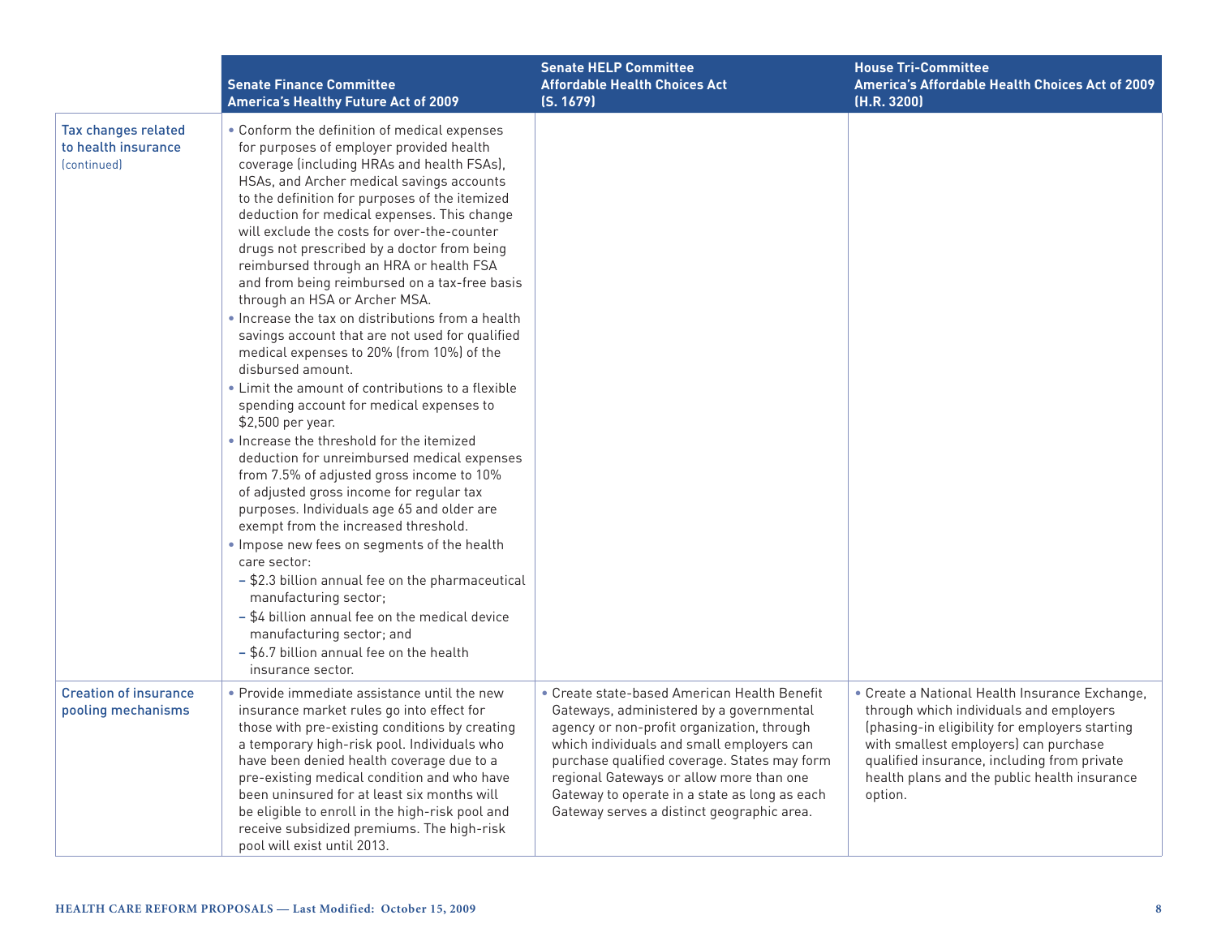| | Senate Finance Committee America's Healthy Future Act of 2009 | Senate HELP Committee Affordable Health Choices Act (S. 1679) | House Tri-Committee America's Affordable Health Choices Act of 2009 (H.R. 3200) |
|---|---|---|---|
| **Tax changes related to health insurance** (continued) | • Conform the definition of medical expenses for purposes of employer provided health coverage (including HRAs and health FSAs), HSAs, and Archer medical savings accounts to the definition for purposes of the itemized deduction for medical expenses. This change will exclude the costs for over-the-counter drugs not prescribed by a doctor from being reimbursed through an HRA or health FSA and from being reimbursed on a tax-free basis through an HSA or Archer MSA.<br>• Increase the tax on distributions from a health savings account that are not used for qualified medical expenses to 20% (from 10%) of the disbursed amount.<br>• Limit the amount of contributions to a flexible spending account for medical expenses to $2,500 per year.<br>• Increase the threshold for the itemized deduction for unreimbursed medical expenses from 7.5% of adjusted gross income to 10% of adjusted gross income for regular tax purposes. Individuals age 65 and older are exempt from the increased threshold.<br>• Impose new fees on segments of the health care sector:<br>– $2.3 billion annual fee on the pharmaceutical manufacturing sector;<br>– $4 billion annual fee on the medical device manufacturing sector; and<br>– $6.7 billion annual fee on the health insurance sector. | | |
| **Creation of insurance pooling mechanisms** | • Provide immediate assistance until the new insurance market rules go into effect for those with pre-existing conditions by creating a temporary high-risk pool. Individuals who have been denied health coverage due to a pre-existing medical condition and who have been uninsured for at least six months will be eligible to enroll in the high-risk pool and receive subsidized premiums. The high-risk pool will exist until 2013. | • Create state-based American Health Benefit Gateways, administered by a governmental agency or non-profit organization, through which individuals and small employers can purchase qualified coverage. States may form regional Gateways or allow more than one Gateway to operate in a state as long as each Gateway serves a distinct geographic area. | • Create a National Health Insurance Exchange, through which individuals and employers (phasing-in eligibility for employers starting with smallest employers) can purchase qualified insurance, including from private health plans and the public health insurance option. |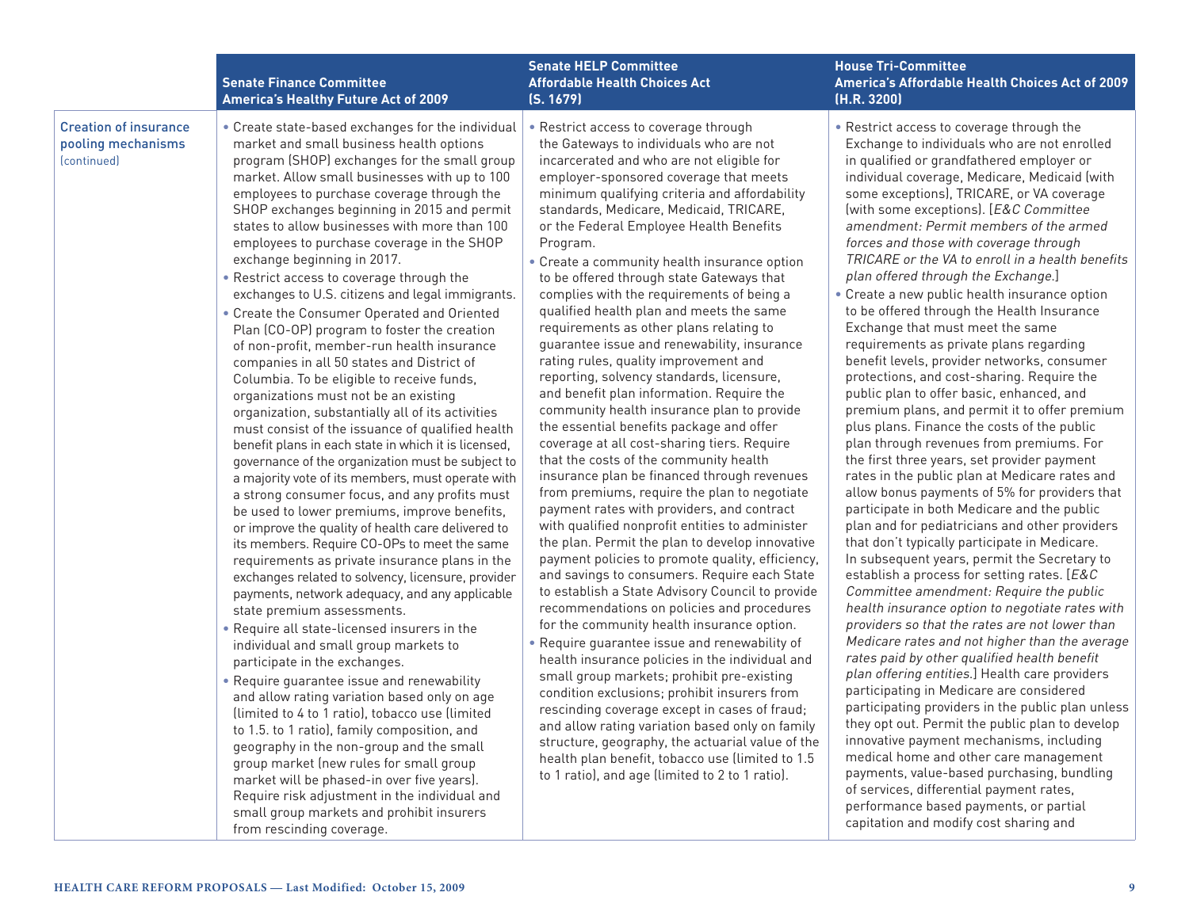| | Senate Finance Committee America's Healthy Future Act of 2009 | Senate HELP Committee Affordable Health Choices Act (S. 1679) | House Tri-Committee America's Affordable Health Choices Act of 2009 (H.R. 3200) |
|---|---|---|---|
| Creation of insurance pooling mechanisms (continued) | • Create state-based exchanges for the individual market and small business health options program (SHOP) exchanges for the small group market. Allow small businesses with up to 100 employees to purchase coverage through the SHOP exchanges beginning in 2015 and permit states to allow businesses with more than 100 employees to purchase coverage in the SHOP exchange beginning in 2017.<br>• Restrict access to coverage through the exchanges to U.S. citizens and legal immigrants.<br>• Create the Consumer Operated and Oriented Plan (CO-OP) program to foster the creation of non-profit, member-run health insurance companies in all 50 states and District of Columbia. To be eligible to receive funds, organizations must not be an existing organization, substantially all of its activities must consist of the issuance of qualified health benefit plans in each state in which it is licensed, governance of the organization must be subject to a majority vote of its members, must operate with a strong consumer focus, and any profits must be used to lower premiums, improve benefits, or improve the quality of health care delivered to its members. Require CO-OPs to meet the same requirements as private insurance plans in the exchanges related to solvency, licensure, provider payments, network adequacy, and any applicable state premium assessments.<br>• Require all state-licensed insurers in the individual and small group markets to participate in the exchanges.<br>• Require guarantee issue and renewability and allow rating variation based only on age (limited to 4 to 1 ratio), tobacco use (limited to 1.5. to 1 ratio), family composition, and geography in the non-group and the small group market (new rules for small group market will be phased-in over five years). Require risk adjustment in the individual and small group markets and prohibit insurers from rescinding coverage. | • Restrict access to coverage through the Gateways to individuals who are not incarcerated and who are not eligible for employer-sponsored coverage that meets minimum qualifying criteria and affordability standards, Medicare, Medicaid, TRICARE, or the Federal Employee Health Benefits Program.<br>• Create a community health insurance option to be offered through state Gateways that complies with the requirements of being a qualified health plan and meets the same requirements as other plans relating to guarantee issue and renewability, insurance rating rules, quality improvement and reporting, solvency standards, licensure, and benefit plan information. Require the community health insurance plan to provide the essential benefits package and offer coverage at all cost-sharing tiers. Require that the costs of the community health insurance plan be financed through revenues from premiums, require the plan to negotiate payment rates with providers, and contract with qualified nonprofit entities to administer the plan. Permit the plan to develop innovative payment policies to promote quality, efficiency, and savings to consumers. Require each State to establish a State Advisory Council to provide recommendations on policies and procedures for the community health insurance option.<br>• Require guarantee issue and renewability of health insurance policies in the individual and small group markets; prohibit pre-existing condition exclusions; prohibit insurers from rescinding coverage except in cases of fraud; and allow rating variation based only on family structure, geography, the actuarial value of the health plan benefit, tobacco use (limited to 1.5 to 1 ratio), and age (limited to 2 to 1 ratio). | • Restrict access to coverage through the Exchange to individuals who are not enrolled in qualified or grandfathered employer or individual coverage, Medicare, Medicaid (with some exceptions), TRICARE, or VA coverage (with some exceptions). [*E&C Committee amendment: Permit members of the armed forces and those with coverage through TRICARE or the VA to enroll in a health benefits plan offered through the Exchange.*]<br>• Create a new public health insurance option to be offered through the Health Insurance Exchange that must meet the same requirements as private plans regarding benefit levels, provider networks, consumer protections, and cost-sharing. Require the public plan to offer basic, enhanced, and premium plans, and permit it to offer premium plus plans. Finance the costs of the public plan through revenues from premiums. For the first three years, set provider payment rates in the public plan at Medicare rates and allow bonus payments of 5% for providers that participate in both Medicare and the public plan and for pediatricians and other providers that don't typically participate in Medicare. In subsequent years, permit the Secretary to establish a process for setting rates. [*E&C Committee amendment: Require the public health insurance option to negotiate rates with providers so that the rates are not lower than Medicare rates and not higher than the average rates paid by other qualified health benefit plan offering entities.*] Health care providers participating in Medicare are considered participating providers in the public plan unless they opt out. Permit the public plan to develop innovative payment mechanisms, including medical home and other care management payments, value-based purchasing, bundling of services, differential payment rates, performance based payments, or partial capitation and modify cost sharing and |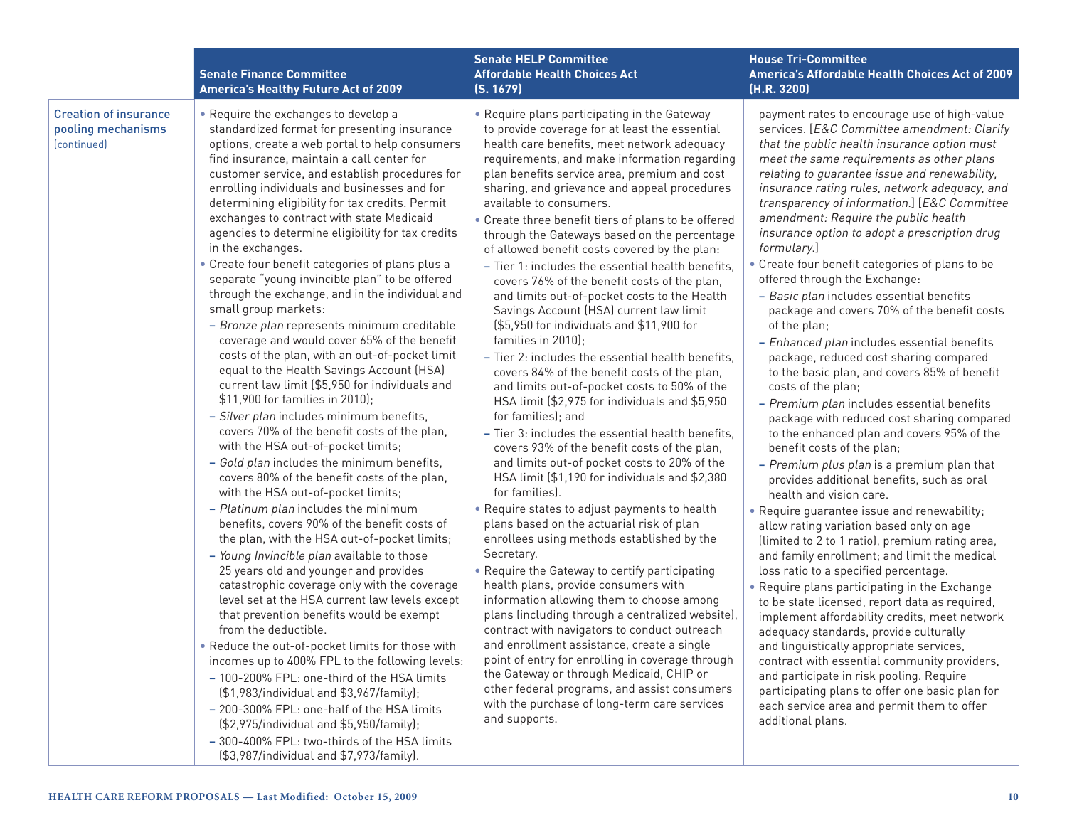| | Senate Finance Committee America's Healthy Future Act of 2009 | Senate HELP Committee Affordable Health Choices Act (S. 1679) | House Tri-Committee America's Affordable Health Choices Act of 2009 (H.R. 3200) |
|---|---|---|---|
| **Creation of insurance pooling mechanisms** (continued) | • Require the exchanges to develop a standardized format for presenting insurance options, create a web portal to help consumers find insurance, maintain a call center for customer service, and establish procedures for enrolling individuals and businesses and for determining eligibility for tax credits. Permit exchanges to contract with state Medicaid agencies to determine eligibility for tax credits in the exchanges.<br>• Create four benefit categories of plans plus a separate "young invincible plan" to be offered through the exchange, and in the individual and small group markets:<br>– *Bronze plan* represents minimum creditable coverage and would cover 65% of the benefit costs of the plan, with an out-of-pocket limit equal to the Health Savings Account (HSA) current law limit ($5,950 for individuals and $11,900 for families in 2010);<br>– *Silver plan* includes minimum benefits, covers 70% of the benefit costs of the plan, with the HSA out-of-pocket limits;<br>– *Gold plan* includes the minimum benefits, covers 80% of the benefit costs of the plan, with the HSA out-of-pocket limits;<br>– *Platinum plan* includes the minimum benefits, covers 90% of the benefit costs of the plan, with the HSA out-of-pocket limits;<br>– *Young Invincible plan* available to those 25 years old and younger and provides catastrophic coverage only with the coverage level set at the HSA current law levels except that prevention benefits would be exempt from the deductible.<br>• Reduce the out-of-pocket limits for those with incomes up to 400% FPL to the following levels:<br>– 100-200% FPL: one-third of the HSA limits ($1,983/individual and $3,967/family);<br>– 200-300% FPL: one-half of the HSA limits ($2,975/individual and $5,950/family);<br>– 300-400% FPL: two-thirds of the HSA limits ($3,987/individual and $7,973/family). | • Require plans participating in the Gateway to provide coverage for at least the essential health care benefits, meet network adequacy requirements, and make information regarding plan benefits service area, premium and cost sharing, and grievance and appeal procedures available to consumers.<br>• Create three benefit tiers of plans to be offered through the Gateways based on the percentage of allowed benefit costs covered by the plan:<br>– Tier 1: includes the essential health benefits, covers 76% of the benefit costs of the plan, and limits out-of-pocket costs to the Health Savings Account (HSA) current law limit ($5,950 for individuals and $11,900 for families in 2010);<br>– Tier 2: includes the essential health benefits, covers 84% of the benefit costs of the plan, and limits out-of-pocket costs to 50% of the HSA limit ($2,975 for individuals and $5,950 for families); and<br>– Tier 3: includes the essential health benefits, covers 93% of the benefit costs of the plan, and limits out-of pocket costs to 20% of the HSA limit ($1,190 for individuals and $2,380 for families).<br>• Require states to adjust payments to health plans based on the actuarial risk of plan enrollees using methods established by the Secretary.<br>• Require the Gateway to certify participating health plans, provide consumers with information allowing them to choose among plans (including through a centralized website), contract with navigators to conduct outreach and enrollment assistance, create a single point of entry for enrolling in coverage through the Gateway or through Medicaid, CHIP or other federal programs, and assist consumers with the purchase of long-term care services and supports. | payment rates to encourage use of high-value services. [*E&C Committee amendment: Clarify that the public health insurance option must meet the same requirements as other plans relating to guarantee issue and renewability, insurance rating rules, network adequacy, and transparency of information.*] [*E&C Committee amendment: Require the public health insurance option to adopt a prescription drug formulary.*]<br>• Create four benefit categories of plans to be offered through the Exchange:<br>– *Basic plan* includes essential benefits package and covers 70% of the benefit costs of the plan;<br>– *Enhanced plan* includes essential benefits package, reduced cost sharing compared to the basic plan, and covers 85% of benefit costs of the plan;<br>– *Premium plan* includes essential benefits package with reduced cost sharing compared to the enhanced plan and covers 95% of the benefit costs of the plan;<br>– *Premium plus plan* is a premium plan that provides additional benefits, such as oral health and vision care.<br>• Require guarantee issue and renewability; allow rating variation based only on age (limited to 2 to 1 ratio), premium rating area, and family enrollment; and limit the medical loss ratio to a specified percentage.<br>• Require plans participating in the Exchange to be state licensed, report data as required, implement affordability credits, meet network adequacy standards, provide culturally and linguistically appropriate services, contract with essential community providers, and participate in risk pooling. Require participating plans to offer one basic plan for each service area and permit them to offer additional plans. |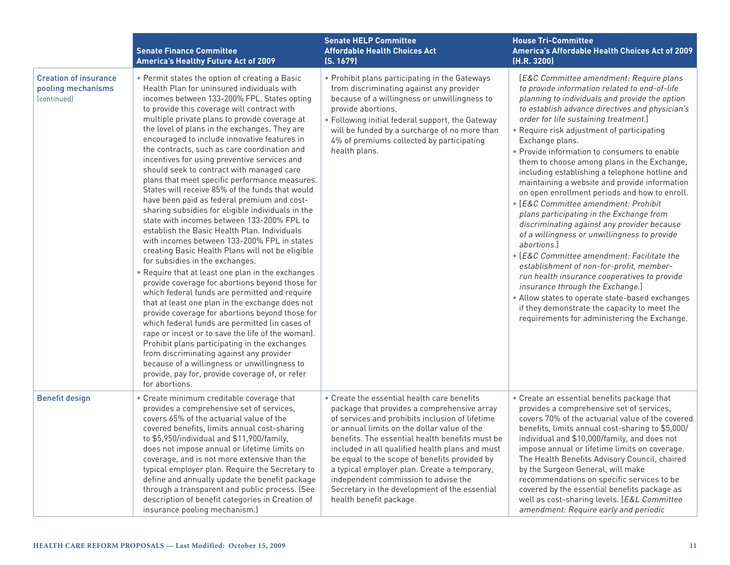| | Senate Finance Committee<br>America's Healthy Future Act of 2009 | Senate HELP Committee<br>Affordable Health Choices Act<br>(S. 1679) | House Tri-Committee<br>America's Affordable Health Choices Act of 2009<br>(H.R. 3200) |
|---|---|---|---|
| **Creation of insurance pooling mechanisms** (continued) | • Permit states the option of creating a Basic Health Plan for uninsured individuals with incomes between 133-200% FPL. States opting to provide this coverage will contract with multiple private plans to provide coverage at the level of plans in the exchanges. They are encouraged to include innovative features in the contracts, such as care coordination and incentives for using preventive services and should seek to contract with managed care plans that meet specific performance measures. States will receive 85% of the funds that would have been paid as federal premium and cost-sharing subsidies for eligible individuals in the state with incomes between 133-200% FPL to establish the Basic Health Plan. Individuals with incomes between 133-200% FPL in states creating Basic Health Plans will not be eligible for subsidies in the exchanges.<br>• Require that at least one plan in the exchanges provide coverage for abortions beyond those for which federal funds are permitted and require that at least one plan in the exchange does not provide coverage for abortions beyond those for which federal funds are permitted (in cases of rape or incest or to save the life of the woman). Prohibit plans participating in the exchanges from discriminating against any provider because of a willingness or unwillingness to provide, pay for, provide coverage of, or refer for abortions. | • Prohibit plans participating in the Gateways from discriminating against any provider because of a willingness or unwillingness to provide abortions.<br>• Following initial federal support, the Gateway will be funded by a surcharge of no more than 4% of premiums collected by participating health plans. | [*E&C Committee amendment: Require plans to provide information related to end-of-life planning to individuals and provide the option to establish advance directives and physician's order for life sustaining treatment.*]<br>• Require risk adjustment of participating Exchange plans.<br>• Provide information to consumers to enable them to choose among plans in the Exchange, including establishing a telephone hotline and maintaining a website and provide information on open enrollment periods and how to enroll.<br>• [*E&C Committee amendment: Prohibit plans participating in the Exchange from discriminating against any provider because of a willingness or unwillingness to provide abortions.*]<br>• [*E&C Committee amendment: Facilitate the establishment of non-for-profit, member-run health insurance cooperatives to provide insurance through the Exchange.*]<br>• Allow states to operate state-based exchanges if they demonstrate the capacity to meet the requirements for administering the Exchange. |
| **Benefit design** | • Create minimum creditable coverage that provides a comprehensive set of services, covers 65% of the actuarial value of the covered benefits, limits annual cost-sharing to $5,950/individual and $11,900/family, does not impose annual or lifetime limits on coverage, and is not more extensive than the typical employer plan. Require the Secretary to define and annually update the benefit package through a transparent and public process. (See description of benefit categories in Creation of insurance pooling mechanism.) | • Create the essential health care benefits package that provides a comprehensive array of services and prohibits inclusion of lifetime or annual limits on the dollar value of the benefits. The essential health benefits must be included in all qualified health plans and must be equal to the scope of benefits provided by a typical employer plan. Create a temporary, independent commission to advise the Secretary in the development of the essential health benefit package. | • Create an essential benefits package that provides a comprehensive set of services, covers 70% of the actuarial value of the covered benefits, limits annual cost-sharing to $5,000/individual and $10,000/family, and does not impose annual or lifetime limits on coverage. The Health Benefits Advisory Council, chaired by the Surgeon General, will make recommendations on specific services to be covered by the essential benefits package as well as cost-sharing levels. [*E&L Committee amendment: Require early and periodic* |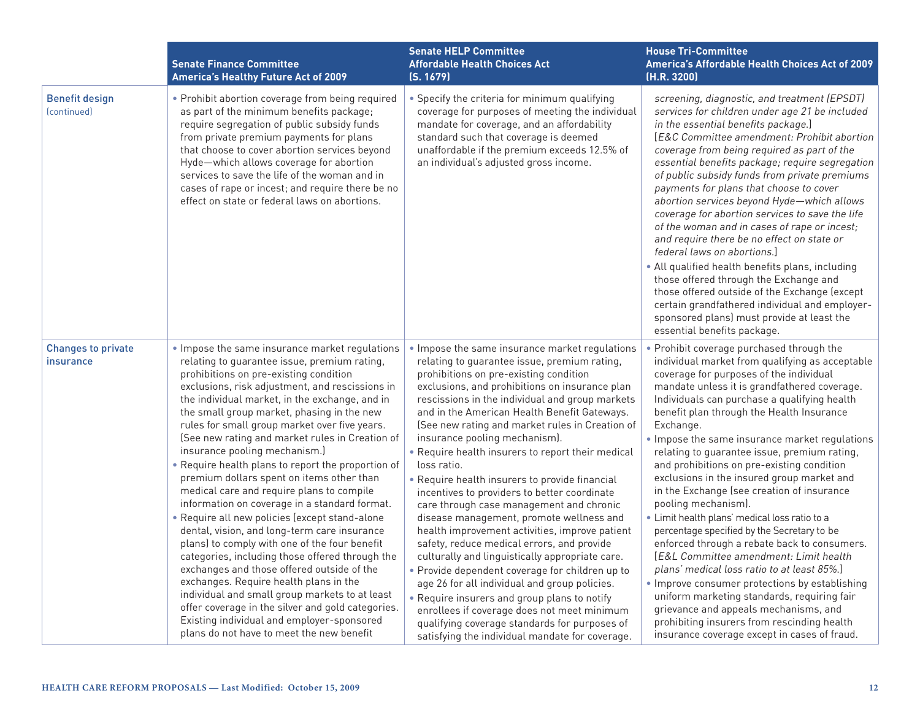| | Senate Finance Committee<br>America's Healthy Future Act of 2009 | Senate HELP Committee<br>Affordable Health Choices Act<br>(S. 1679) | House Tri-Committee<br>America's Affordable Health Choices Act of 2009<br>(H.R. 3200) |
|---|---|---|---|
| **Benefit design** (continued) | • Prohibit abortion coverage from being required as part of the minimum benefits package; require segregation of public subsidy funds from private premium payments for plans that choose to cover abortion services beyond Hyde—which allows coverage for abortion services to save the life of the woman and in cases of rape or incest; and require there be no effect on state or federal laws on abortions. | • Specify the criteria for minimum qualifying coverage for purposes of meeting the individual mandate for coverage, and an affordability standard such that coverage is deemed unaffordable if the premium exceeds 12.5% of an individual's adjusted gross income. | *screening, diagnostic, and treatment (EPSDT) services for children under age 21 be included in the essential benefits package.*] [*E&C Committee amendment: Prohibit abortion coverage from being required as part of the essential benefits package; require segregation of public subsidy funds from private premiums payments for plans that choose to cover abortion services beyond Hyde—which allows coverage for abortion services to save the life of the woman and in cases of rape or incest; and require there be no effect on state or federal laws on abortions.*]<br>• All qualified health benefits plans, including those offered through the Exchange and those offered outside of the Exchange (except certain grandfathered individual and employer-sponsored plans) must provide at least the essential benefits package. |
| **Changes to private insurance** | • Impose the same insurance market regulations relating to guarantee issue, premium rating, prohibitions on pre-existing condition exclusions, risk adjustment, and rescissions in the individual market, in the exchange, and in the small group market, phasing in the new rules for small group market over five years. (See new rating and market rules in Creation of insurance pooling mechanism.)<br>• Require health plans to report the proportion of premium dollars spent on items other than medical care and require plans to compile information on coverage in a standard format.<br>• Require all new policies (except stand-alone dental, vision, and long-term care insurance plans) to comply with one of the four benefit categories, including those offered through the exchanges and those offered outside of the exchanges. Require health plans in the individual and small group markets to at least offer coverage in the silver and gold categories. Existing individual and employer-sponsored plans do not have to meet the new benefit | • Impose the same insurance market regulations relating to guarantee issue, premium rating, prohibitions on pre-existing condition exclusions, and prohibitions on insurance plan rescissions in the individual and group markets and in the American Health Benefit Gateways. (See new rating and market rules in Creation of insurance pooling mechanism).<br>• Require health insurers to report their medical loss ratio.<br>• Require health insurers to provide financial incentives to providers to better coordinate care through case management and chronic disease management, promote wellness and health improvement activities, improve patient safety, reduce medical errors, and provide culturally and linguistically appropriate care.<br>• Provide dependent coverage for children up to age 26 for all individual and group policies.<br>• Require insurers and group plans to notify enrollees if coverage does not meet minimum qualifying coverage standards for purposes of satisfying the individual mandate for coverage. | • Prohibit coverage purchased through the individual market from qualifying as acceptable coverage for purposes of the individual mandate unless it is grandfathered coverage. Individuals can purchase a qualifying health benefit plan through the Health Insurance Exchange.<br>• Impose the same insurance market regulations relating to guarantee issue, premium rating, and prohibitions on pre-existing condition exclusions in the insured group market and in the Exchange (see creation of insurance pooling mechanism).<br>• Limit health plans' medical loss ratio to a percentage specified by the Secretary to be enforced through a rebate back to consumers. [*E&L Committee amendment: Limit health plans' medical loss ratio to at least 85%.*]<br>• Improve consumer protections by establishing uniform marketing standards, requiring fair grievance and appeals mechanisms, and prohibiting insurers from rescinding health insurance coverage except in cases of fraud. |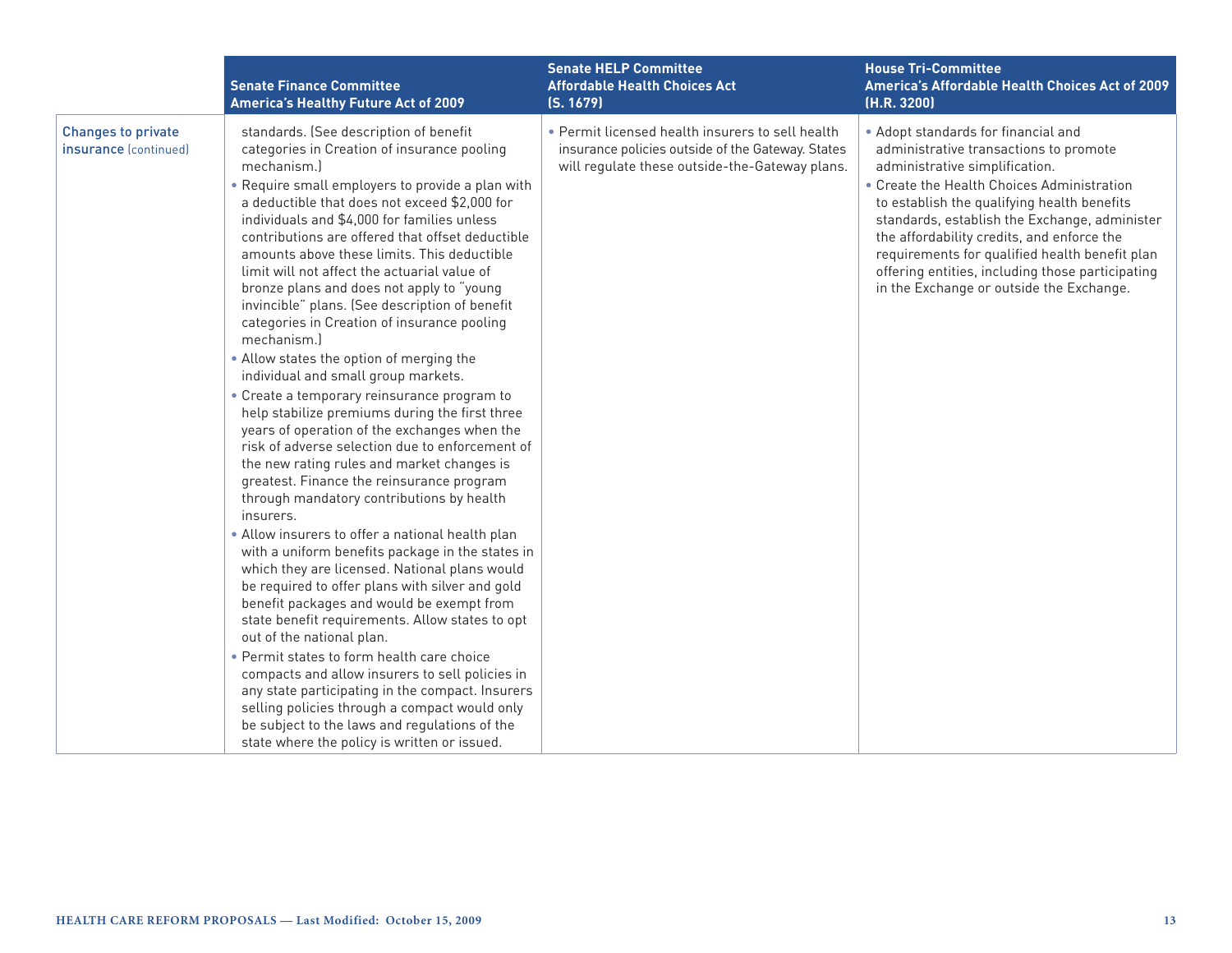| | Senate Finance Committee America's Healthy Future Act of 2009 | Senate HELP Committee Affordable Health Choices Act (S. 1679) | House Tri-Committee America's Affordable Health Choices Act of 2009 (H.R. 3200) |
|---|---|---|---|
| Changes to private insurance (continued) | standards. (See description of benefit categories in Creation of insurance pooling mechanism.)<br>• Require small employers to provide a plan with a deductible that does not exceed $2,000 for individuals and $4,000 for families unless contributions are offered that offset deductible amounts above these limits. This deductible limit will not affect the actuarial value of bronze plans and does not apply to "young invincible" plans. (See description of benefit categories in Creation of insurance pooling mechanism.)<br>• Allow states the option of merging the individual and small group markets.<br>• Create a temporary reinsurance program to help stabilize premiums during the first three years of operation of the exchanges when the risk of adverse selection due to enforcement of the new rating rules and market changes is greatest. Finance the reinsurance program through mandatory contributions by health insurers.<br>• Allow insurers to offer a national health plan with a uniform benefits package in the states in which they are licensed. National plans would be required to offer plans with silver and gold benefit packages and would be exempt from state benefit requirements. Allow states to opt out of the national plan.<br>• Permit states to form health care choice compacts and allow insurers to sell policies in any state participating in the compact. Insurers selling policies through a compact would only be subject to the laws and regulations of the state where the policy is written or issued. | • Permit licensed health insurers to sell health insurance policies outside of the Gateway. States will regulate these outside-the-Gateway plans. | • Adopt standards for financial and administrative transactions to promote administrative simplification.<br>• Create the Health Choices Administration to establish the qualifying health benefits standards, establish the Exchange, administer the affordability credits, and enforce the requirements for qualified health benefit plan offering entities, including those participating in the Exchange or outside the Exchange. |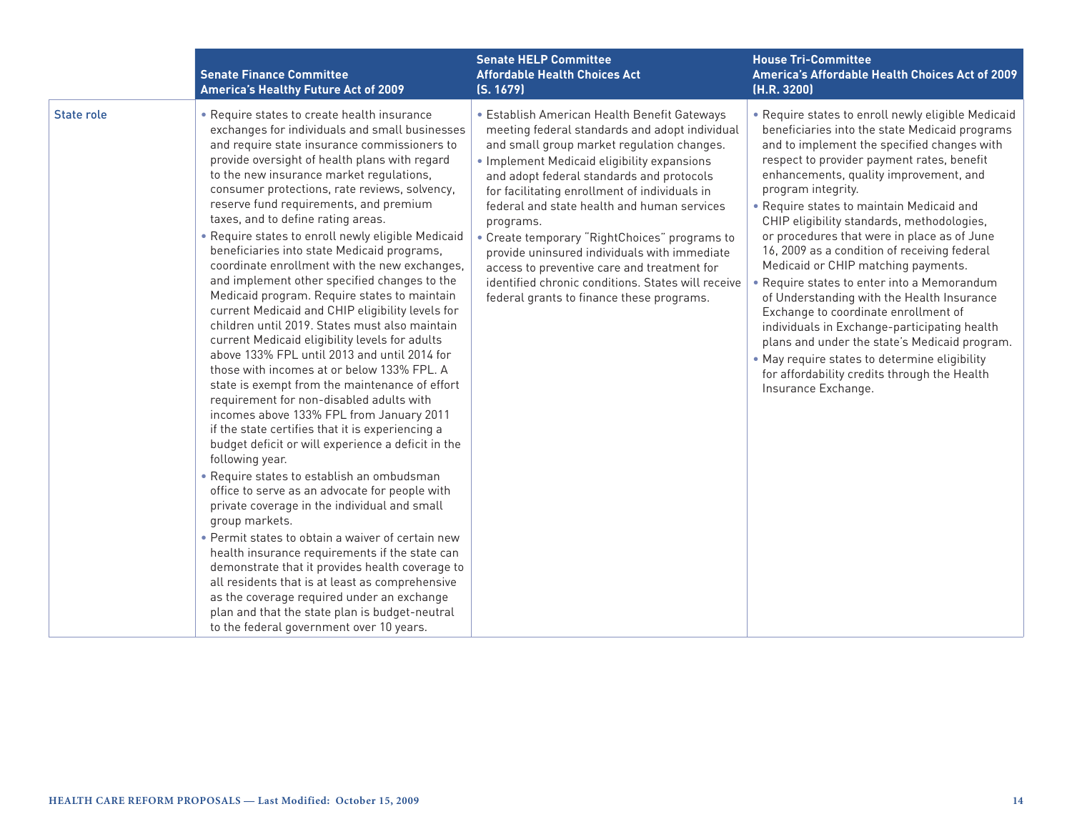| | Senate Finance Committee<br>America's Healthy Future Act of 2009 | Senate HELP Committee<br>Affordable Health Choices Act<br>(S. 1679) | House Tri-Committee<br>America's Affordable Health Choices Act of 2009<br>(H.R. 3200) |
|---|---|---|---|
| State role | • Require states to create health insurance exchanges for individuals and small businesses and require state insurance commissioners to provide oversight of health plans with regard to the new insurance market regulations, consumer protections, rate reviews, solvency, reserve fund requirements, and premium taxes, and to define rating areas.<br>• Require states to enroll newly eligible Medicaid beneficiaries into state Medicaid programs, coordinate enrollment with the new exchanges, and implement other specified changes to the Medicaid program. Require states to maintain current Medicaid and CHIP eligibility levels for children until 2019. States must also maintain current Medicaid eligibility levels for adults above 133% FPL until 2013 and until 2014 for those with incomes at or below 133% FPL. A state is exempt from the maintenance of effort requirement for non-disabled adults with incomes above 133% FPL from January 2011 if the state certifies that it is experiencing a budget deficit or will experience a deficit in the following year.<br>• Require states to establish an ombudsman office to serve as an advocate for people with private coverage in the individual and small group markets.<br>• Permit states to obtain a waiver of certain new health insurance requirements if the state can demonstrate that it provides health coverage to all residents that is at least as comprehensive as the coverage required under an exchange plan and that the state plan is budget-neutral to the federal government over 10 years. | • Establish American Health Benefit Gateways meeting federal standards and adopt individual and small group market regulation changes.<br>• Implement Medicaid eligibility expansions and adopt federal standards and protocols for facilitating enrollment of individuals in federal and state health and human services programs.<br>• Create temporary "RightChoices" programs to provide uninsured individuals with immediate access to preventive care and treatment for identified chronic conditions. States will receive federal grants to finance these programs. | • Require states to enroll newly eligible Medicaid beneficiaries into the state Medicaid programs and to implement the specified changes with respect to provider payment rates, benefit enhancements, quality improvement, and program integrity.<br>• Require states to maintain Medicaid and CHIP eligibility standards, methodologies, or procedures that were in place as of June 16, 2009 as a condition of receiving federal Medicaid or CHIP matching payments.<br>• Require states to enter into a Memorandum of Understanding with the Health Insurance Exchange to coordinate enrollment of individuals in Exchange-participating health plans and under the state's Medicaid program.<br>• May require states to determine eligibility for affordability credits through the Health Insurance Exchange. |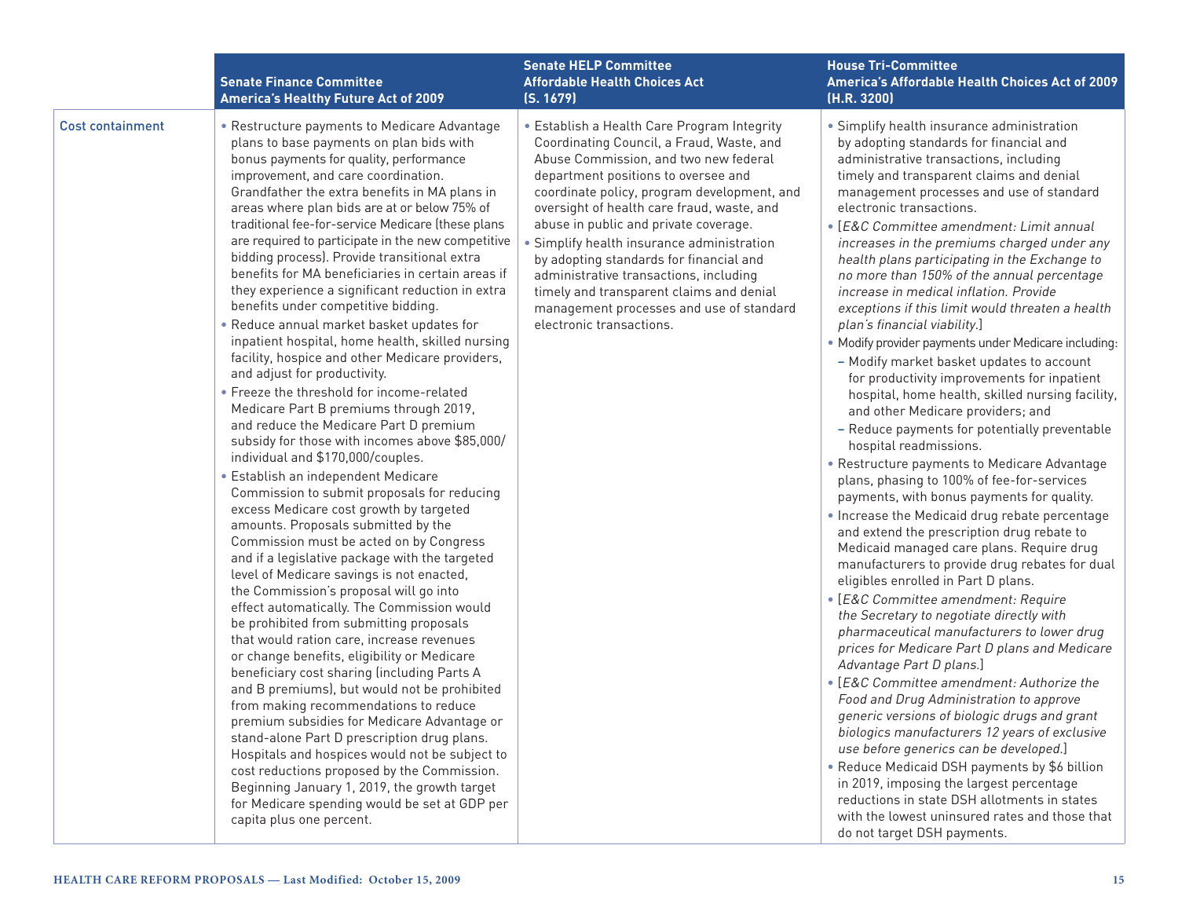| | Senate Finance Committee America's Healthy Future Act of 2009 | Senate HELP Committee Affordable Health Choices Act (S. 1679) | House Tri-Committee America's Affordable Health Choices Act of 2009 (H.R. 3200) |
|---|---|---|---|
| Cost containment | • Restructure payments to Medicare Advantage plans to base payments on plan bids with bonus payments for quality, performance improvement, and care coordination. Grandfather the extra benefits in MA plans in areas where plan bids are at or below 75% of traditional fee-for-service Medicare (these plans are required to participate in the new competitive bidding process). Provide transitional extra benefits for MA beneficiaries in certain areas if they experience a significant reduction in extra benefits under competitive bidding.<br>• Reduce annual market basket updates for inpatient hospital, home health, skilled nursing facility, hospice and other Medicare providers, and adjust for productivity.<br>• Freeze the threshold for income-related Medicare Part B premiums through 2019, and reduce the Medicare Part D premium subsidy for those with incomes above $85,000/individual and $170,000/couples.<br>• Establish an independent Medicare Commission to submit proposals for reducing excess Medicare cost growth by targeted amounts. Proposals submitted by the Commission must be acted on by Congress and if a legislative package with the targeted level of Medicare savings is not enacted, the Commission's proposal will go into effect automatically. The Commission would be prohibited from submitting proposals that would ration care, increase revenues or change benefits, eligibility or Medicare beneficiary cost sharing (including Parts A and B premiums), but would not be prohibited from making recommendations to reduce premium subsidies for Medicare Advantage or stand-alone Part D prescription drug plans. Hospitals and hospices would not be subject to cost reductions proposed by the Commission. Beginning January 1, 2019, the growth target for Medicare spending would be set at GDP per capita plus one percent. | • Establish a Health Care Program Integrity Coordinating Council, a Fraud, Waste, and Abuse Commission, and two new federal department positions to oversee and coordinate policy, program development, and oversight of health care fraud, waste, and abuse in public and private coverage.<br>• Simplify health insurance administration by adopting standards for financial and administrative transactions, including timely and transparent claims and denial management processes and use of standard electronic transactions. | • Simplify health insurance administration by adopting standards for financial and administrative transactions, including timely and transparent claims and denial management processes and use of standard electronic transactions.<br>• [*E&C Committee amendment: Limit annual increases in the premiums charged under any health plans participating in the Exchange to no more than 150% of the annual percentage increase in medical inflation. Provide exceptions if this limit would threaten a health plan's financial viability.*]<br>• Modify provider payments under Medicare including:<br>– Modify market basket updates to account for productivity improvements for inpatient hospital, home health, skilled nursing facility, and other Medicare providers; and<br>– Reduce payments for potentially preventable hospital readmissions.<br>• Restructure payments to Medicare Advantage plans, phasing to 100% of fee-for-services payments, with bonus payments for quality.<br>• Increase the Medicaid drug rebate percentage and extend the prescription drug rebate to Medicaid managed care plans. Require drug manufacturers to provide drug rebates for dual eligibles enrolled in Part D plans.<br>• [*E&C Committee amendment: Require the Secretary to negotiate directly with pharmaceutical manufacturers to lower drug prices for Medicare Part D plans and Medicare Advantage Part D plans.*]<br>• [*E&C Committee amendment: Authorize the Food and Drug Administration to approve generic versions of biologic drugs and grant biologics manufacturers 12 years of exclusive use before generics can be developed.*]<br>• Reduce Medicaid DSH payments by $6 billion in 2019, imposing the largest percentage reductions in state DSH allotments in states with the lowest uninsured rates and those that do not target DSH payments. |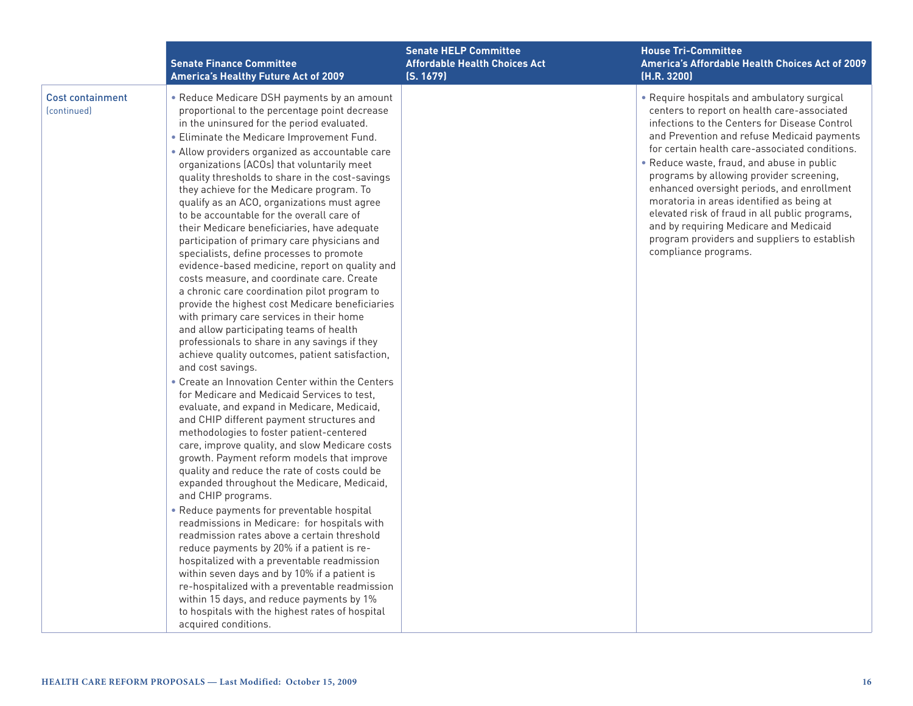| | Senate Finance Committee America's Healthy Future Act of 2009 | Senate HELP Committee Affordable Health Choices Act (S. 1679) | House Tri-Committee America's Affordable Health Choices Act of 2009 (H.R. 3200) |
|---|---|---|---|
| **Cost containment** (continued) | • Reduce Medicare DSH payments by an amount proportional to the percentage point decrease in the uninsured for the period evaluated.<br>• Eliminate the Medicare Improvement Fund.<br>• Allow providers organized as accountable care organizations (ACOs) that voluntarily meet quality thresholds to share in the cost-savings they achieve for the Medicare program. To qualify as an ACO, organizations must agree to be accountable for the overall care of their Medicare beneficiaries, have adequate participation of primary care physicians and specialists, define processes to promote evidence-based medicine, report on quality and costs measure, and coordinate care. Create a chronic care coordination pilot program to provide the highest cost Medicare beneficiaries with primary care services in their home and allow participating teams of health professionals to share in any savings if they achieve quality outcomes, patient satisfaction, and cost savings.<br>• Create an Innovation Center within the Centers for Medicare and Medicaid Services to test, evaluate, and expand in Medicare, Medicaid, and CHIP different payment structures and methodologies to foster patient-centered care, improve quality, and slow Medicare costs growth. Payment reform models that improve quality and reduce the rate of costs could be expanded throughout the Medicare, Medicaid, and CHIP programs.<br>• Reduce payments for preventable hospital readmissions in Medicare: for hospitals with readmission rates above a certain threshold reduce payments by 20% if a patient is re-hospitalized with a preventable readmission within seven days and by 10% if a patient is re-hospitalized with a preventable readmission within 15 days, and reduce payments by 1% to hospitals with the highest rates of hospital acquired conditions. | | • Require hospitals and ambulatory surgical centers to report on health care-associated infections to the Centers for Disease Control and Prevention and refuse Medicaid payments for certain health care-associated conditions.<br>• Reduce waste, fraud, and abuse in public programs by allowing provider screening, enhanced oversight periods, and enrollment moratoria in areas identified as being at elevated risk of fraud in all public programs, and by requiring Medicare and Medicaid program providers and suppliers to establish compliance programs. |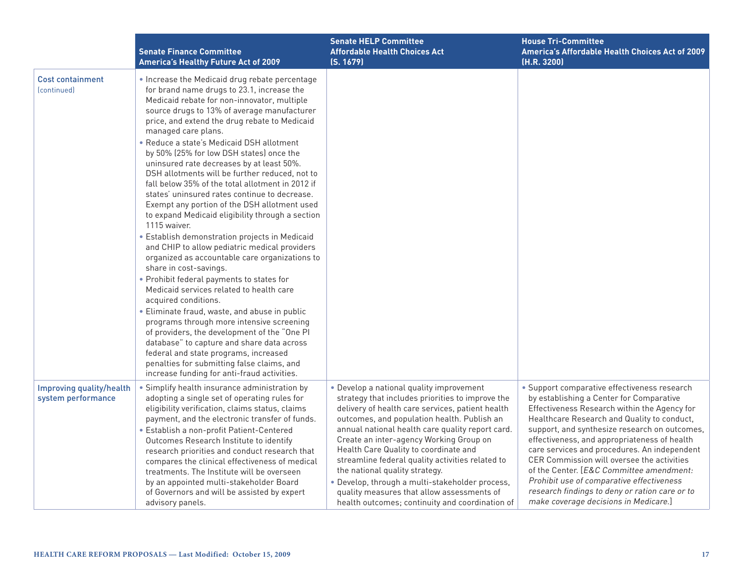| | Senate Finance Committee America's Healthy Future Act of 2009 | Senate HELP Committee Affordable Health Choices Act (S. 1679) | House Tri-Committee America's Affordable Health Choices Act of 2009 (H.R. 3200) |
|---|---|---|---|
| **Cost containment** (continued) | • Increase the Medicaid drug rebate percentage for brand name drugs to 23.1, increase the Medicaid rebate for non-innovator, multiple source drugs to 13% of average manufacturer price, and extend the drug rebate to Medicaid managed care plans.<br>• Reduce a state's Medicaid DSH allotment by 50% (25% for low DSH states) once the uninsured rate decreases by at least 50%. DSH allotments will be further reduced, not to fall below 35% of the total allotment in 2012 if states' uninsured rates continue to decrease. Exempt any portion of the DSH allotment used to expand Medicaid eligibility through a section 1115 waiver.<br>• Establish demonstration projects in Medicaid and CHIP to allow pediatric medical providers organized as accountable care organizations to share in cost-savings.<br>• Prohibit federal payments to states for Medicaid services related to health care acquired conditions.<br>• Eliminate fraud, waste, and abuse in public programs through more intensive screening of providers, the development of the "One PI database" to capture and share data across federal and state programs, increased penalties for submitting false claims, and increase funding for anti-fraud activities. | | |
| **Improving quality/health system performance** | • Simplify health insurance administration by adopting a single set of operating rules for eligibility verification, claims status, claims payment, and the electronic transfer of funds.<br>• Establish a non-profit Patient-Centered Outcomes Research Institute to identify research priorities and conduct research that compares the clinical effectiveness of medical treatments. The Institute will be overseen by an appointed multi-stakeholder Board of Governors and will be assisted by expert advisory panels. | • Develop a national quality improvement strategy that includes priorities to improve the delivery of health care services, patient health outcomes, and population health. Publish an annual national health care quality report card. Create an inter-agency Working Group on Health Care Quality to coordinate and streamline federal quality activities related to the national quality strategy.<br>• Develop, through a multi-stakeholder process, quality measures that allow assessments of health outcomes; continuity and coordination of | • Support comparative effectiveness research by establishing a Center for Comparative Effectiveness Research within the Agency for Healthcare Research and Quality to conduct, support, and synthesize research on outcomes, effectiveness, and appropriateness of health care services and procedures. An independent CER Commission will oversee the activities of the Center. [*E&C Committee amendment: Prohibit use of comparative effectiveness research findings to deny or ration care or to make coverage decisions in Medicare.*] |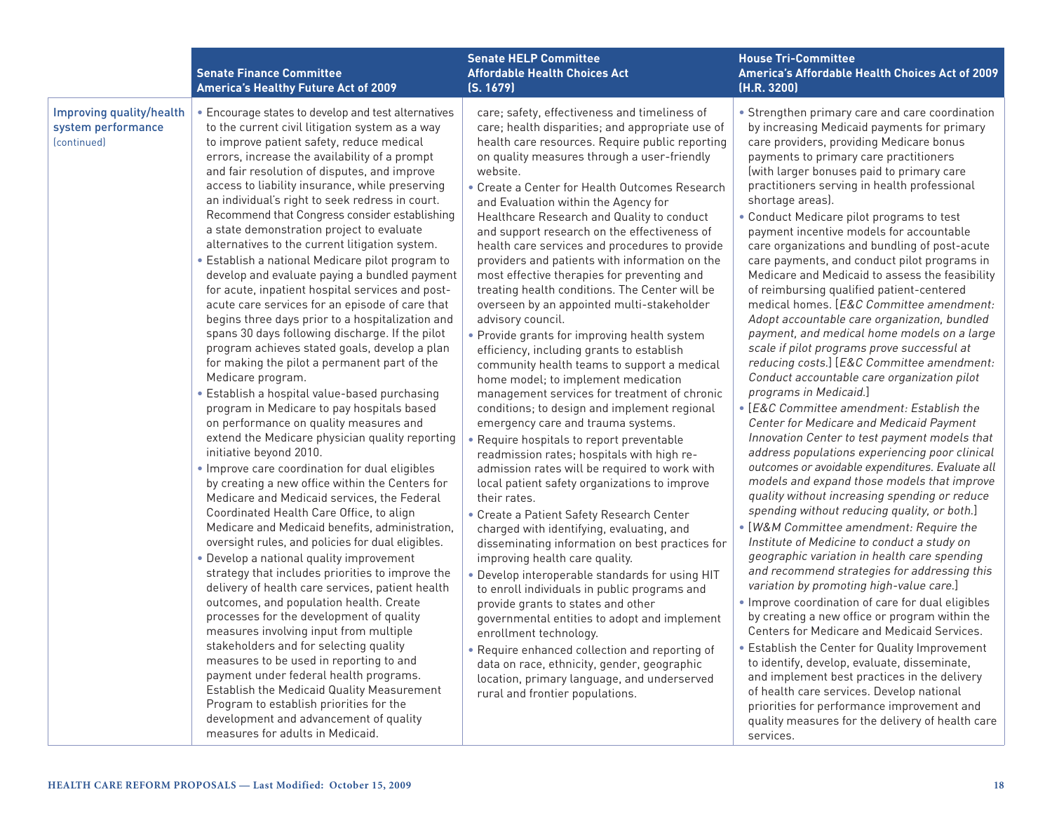| | Senate Finance Committee America's Healthy Future Act of 2009 | Senate HELP Committee Affordable Health Choices Act (S. 1679) | House Tri-Committee America's Affordable Health Choices Act of 2009 (H.R. 3200) |
|---|---|---|---|
| Improving quality/health system performance (continued) | • Encourage states to develop and test alternatives to the current civil litigation system as a way to improve patient safety, reduce medical errors, increase the availability of a prompt and fair resolution of disputes, and improve access to liability insurance, while preserving an individual's right to seek redress in court. Recommend that Congress consider establishing a state demonstration project to evaluate alternatives to the current litigation system.<br>• Establish a national Medicare pilot program to develop and evaluate paying a bundled payment for acute, inpatient hospital services and post-acute care services for an episode of care that begins three days prior to a hospitalization and spans 30 days following discharge. If the pilot program achieves stated goals, develop a plan for making the pilot a permanent part of the Medicare program.<br>• Establish a hospital value-based purchasing program in Medicare to pay hospitals based on performance on quality measures and extend the Medicare physician quality reporting initiative beyond 2010.<br>• Improve care coordination for dual eligibles by creating a new office within the Centers for Medicare and Medicaid services, the Federal Coordinated Health Care Office, to align Medicare and Medicaid benefits, administration, oversight rules, and policies for dual eligibles.<br>• Develop a national quality improvement strategy that includes priorities to improve the delivery of health care services, patient health outcomes, and population health. Create processes for the development of quality measures involving input from multiple stakeholders and for selecting quality measures to be used in reporting to and payment under federal health programs. Establish the Medicaid Quality Measurement Program to establish priorities for the development and advancement of quality measures for adults in Medicaid. | care; safety, effectiveness and timeliness of care; health disparities; and appropriate use of health care resources. Require public reporting on quality measures through a user-friendly website.<br>• Create a Center for Health Outcomes Research and Evaluation within the Agency for Healthcare Research and Quality to conduct and support research on the effectiveness of health care services and procedures to provide providers and patients with information on the most effective therapies for preventing and treating health conditions. The Center will be overseen by an appointed multi-stakeholder advisory council.<br>• Provide grants for improving health system efficiency, including grants to establish community health teams to support a medical home model; to implement medication management services for treatment of chronic conditions; to design and implement regional emergency care and trauma systems.<br>• Require hospitals to report preventable readmission rates; hospitals with high re-admission rates will be required to work with local patient safety organizations to improve their rates.<br>• Create a Patient Safety Research Center charged with identifying, evaluating, and disseminating information on best practices for improving health care quality.<br>• Develop interoperable standards for using HIT to enroll individuals in public programs and provide grants to states and other governmental entities to adopt and implement enrollment technology.<br>• Require enhanced collection and reporting of data on race, ethnicity, gender, geographic location, primary language, and underserved rural and frontier populations. | • Strengthen primary care and care coordination by increasing Medicaid payments for primary care providers, providing Medicare bonus payments to primary care practitioners (with larger bonuses paid to primary care practitioners serving in health professional shortage areas).<br>• Conduct Medicare pilot programs to test payment incentive models for accountable care organizations and bundling of post-acute care payments, and conduct pilot programs in Medicare and Medicaid to assess the feasibility of reimbursing qualified patient-centered medical homes. [*E&C Committee amendment: Adopt accountable care organization, bundled payment, and medical home models on a large scale if pilot programs prove successful at reducing costs.*] [*E&C Committee amendment: Conduct accountable care organization pilot programs in Medicaid.*]<br>• [*E&C Committee amendment: Establish the Center for Medicare and Medicaid Payment Innovation Center to test payment models that address populations experiencing poor clinical outcomes or avoidable expenditures. Evaluate all models and expand those models that improve quality without increasing spending or reduce spending without reducing quality, or both.*]<br>• [*W&M Committee amendment: Require the Institute of Medicine to conduct a study on geographic variation in health care spending and recommend strategies for addressing this variation by promoting high-value care.*]<br>• Improve coordination of care for dual eligibles by creating a new office or program within the Centers for Medicare and Medicaid Services.<br>• Establish the Center for Quality Improvement to identify, develop, evaluate, disseminate, and implement best practices in the delivery of health care services. Develop national priorities for performance improvement and quality measures for the delivery of health care services. |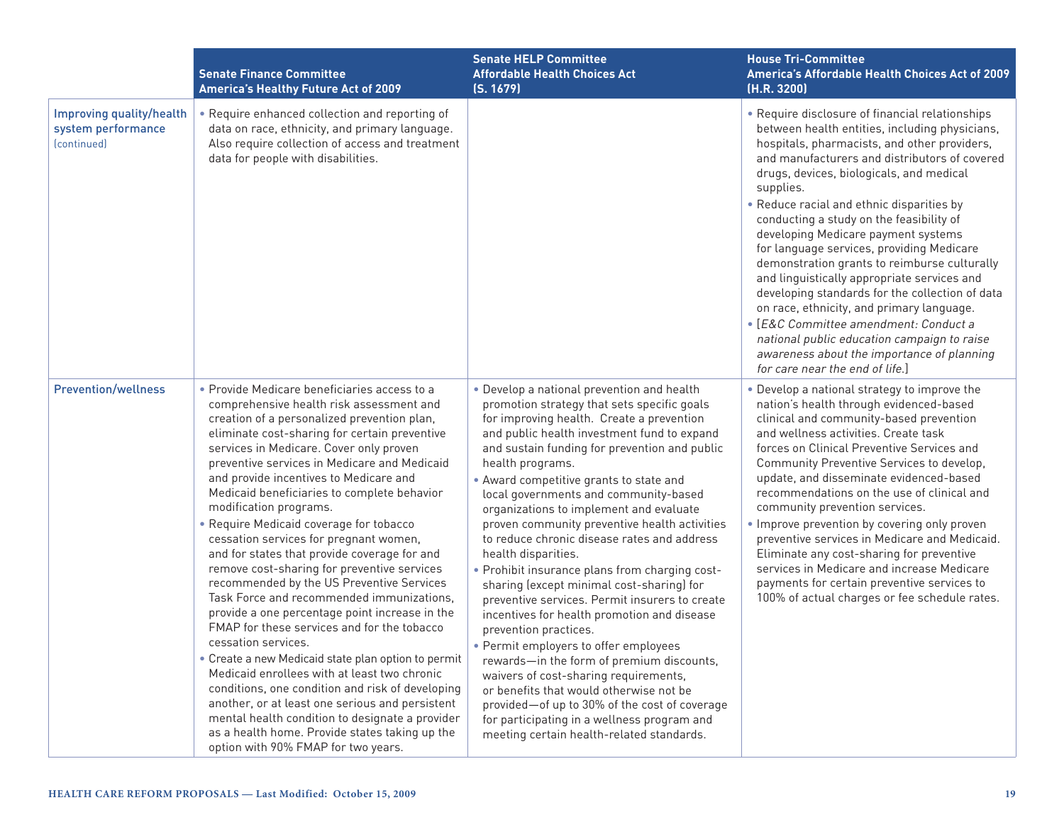| | Senate Finance Committee America's Healthy Future Act of 2009 | Senate HELP Committee Affordable Health Choices Act (S. 1679) | House Tri-Committee America's Affordable Health Choices Act of 2009 (H.R. 3200) |
|---|---|---|---|
| **Improving quality/health system performance** (continued) | • Require enhanced collection and reporting of data on race, ethnicity, and primary language. Also require collection of access and treatment data for people with disabilities. | | • Require disclosure of financial relationships between health entities, including physicians, hospitals, pharmacists, and other providers, and manufacturers and distributors of covered drugs, devices, biologicals, and medical supplies.<br>• Reduce racial and ethnic disparities by conducting a study on the feasibility of developing Medicare payment systems for language services, providing Medicare demonstration grants to reimburse culturally and linguistically appropriate services and developing standards for the collection of data on race, ethnicity, and primary language.<br>• [*E&C Committee amendment: Conduct a national public education campaign to raise awareness about the importance of planning for care near the end of life.*] |
| **Prevention/wellness** | • Provide Medicare beneficiaries access to a comprehensive health risk assessment and creation of a personalized prevention plan, eliminate cost-sharing for certain preventive services in Medicare. Cover only proven preventive services in Medicare and Medicaid and provide incentives to Medicare and Medicaid beneficiaries to complete behavior modification programs.<br>• Require Medicaid coverage for tobacco cessation services for pregnant women, and for states that provide coverage for and remove cost-sharing for preventive services recommended by the US Preventive Services Task Force and recommended immunizations, provide a one percentage point increase in the FMAP for these services and for the tobacco cessation services.<br>• Create a new Medicaid state plan option to permit Medicaid enrollees with at least two chronic conditions, one condition and risk of developing another, or at least one serious and persistent mental health condition to designate a provider as a health home. Provide states taking up the option with 90% FMAP for two years. | • Develop a national prevention and health promotion strategy that sets specific goals for improving health. Create a prevention and public health investment fund to expand and sustain funding for prevention and public health programs.<br>• Award competitive grants to state and local governments and community-based organizations to implement and evaluate proven community preventive health activities to reduce chronic disease rates and address health disparities.<br>• Prohibit insurance plans from charging cost-sharing (except minimal cost-sharing) for preventive services. Permit insurers to create incentives for health promotion and disease prevention practices.<br>• Permit employers to offer employees rewards—in the form of premium discounts, waivers of cost-sharing requirements, or benefits that would otherwise not be provided—of up to 30% of the cost of coverage for participating in a wellness program and meeting certain health-related standards. | • Develop a national strategy to improve the nation's health through evidenced-based clinical and community-based prevention and wellness activities. Create task forces on Clinical Preventive Services and Community Preventive Services to develop, update, and disseminate evidenced-based recommendations on the use of clinical and community prevention services.<br>• Improve prevention by covering only proven preventive services in Medicare and Medicaid. Eliminate any cost-sharing for preventive services in Medicare and increase Medicare payments for certain preventive services to 100% of actual charges or fee schedule rates. |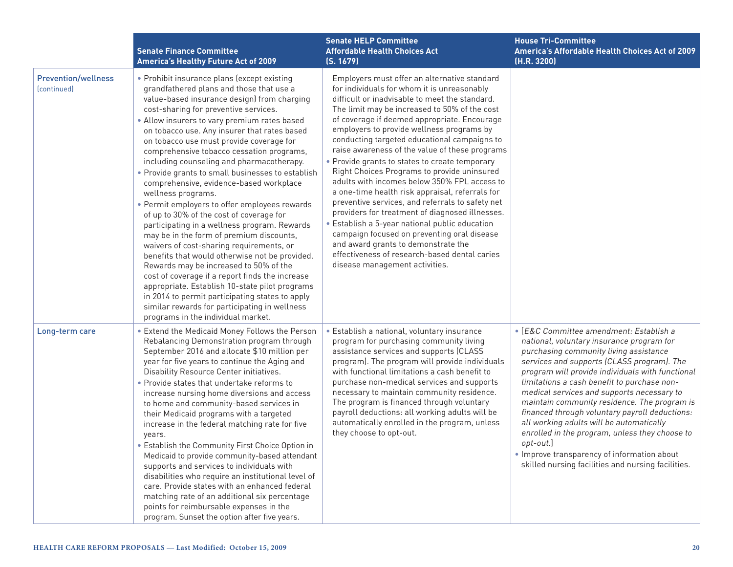| | Senate Finance Committee<br>America's Healthy Future Act of 2009 | Senate HELP Committee<br>Affordable Health Choices Act<br>(S. 1679) | House Tri-Committee<br>America's Affordable Health Choices Act of 2009<br>(H.R. 3200) |
|---|---|---|---|
| **Prevention/wellness** (continued) | • Prohibit insurance plans (except existing grandfathered plans and those that use a value-based insurance design) from charging cost-sharing for preventive services.<br>• Allow insurers to vary premium rates based on tobacco use. Any insurer that rates based on tobacco use must provide coverage for comprehensive tobacco cessation programs, including counseling and pharmacotherapy.<br>• Provide grants to small businesses to establish comprehensive, evidence-based workplace wellness programs.<br>• Permit employers to offer employees rewards of up to 30% of the cost of coverage for participating in a wellness program. Rewards may be in the form of premium discounts, waivers of cost-sharing requirements, or benefits that would otherwise not be provided. Rewards may be increased to 50% of the cost of coverage if a report finds the increase appropriate. Establish 10-state pilot programs in 2014 to permit participating states to apply similar rewards for participating in wellness programs in the individual market. | Employers must offer an alternative standard for individuals for whom it is unreasonably difficult or inadvisable to meet the standard. The limit may be increased to 50% of the cost of coverage if deemed appropriate. Encourage employers to provide wellness programs by conducting targeted educational campaigns to raise awareness of the value of these programs<br>• Provide grants to states to create temporary Right Choices Programs to provide uninsured adults with incomes below 350% FPL access to a one-time health risk appraisal, referrals for preventive services, and referrals to safety net providers for treatment of diagnosed illnesses.<br>• Establish a 5-year national public education campaign focused on preventing oral disease and award grants to demonstrate the effectiveness of research-based dental caries disease management activities. | |
| **Long-term care** | • Extend the Medicaid Money Follows the Person Rebalancing Demonstration program through September 2016 and allocate $10 million per year for five years to continue the Aging and Disability Resource Center initiatives.<br>• Provide states that undertake reforms to increase nursing home diversions and access to home and community-based services in their Medicaid programs with a targeted increase in the federal matching rate for five years.<br>• Establish the Community First Choice Option in Medicaid to provide community-based attendant supports and services to individuals with disabilities who require an institutional level of care. Provide states with an enhanced federal matching rate of an additional six percentage points for reimbursable expenses in the program. Sunset the option after five years. | • Establish a national, voluntary insurance program for purchasing community living assistance services and supports (CLASS program). The program will provide individuals with functional limitations a cash benefit to purchase non-medical services and supports necessary to maintain community residence. The program is financed through voluntary payroll deductions: all working adults will be automatically enrolled in the program, unless they choose to opt-out. | • [*E&C Committee amendment: Establish a national, voluntary insurance program for purchasing community living assistance services and supports (CLASS program). The program will provide individuals with functional limitations a cash benefit to purchase non-medical services and supports necessary to maintain community residence. The program is financed through voluntary payroll deductions: all working adults will be automatically enrolled in the program, unless they choose to opt-out.*]<br>• Improve transparency of information about skilled nursing facilities and nursing facilities. |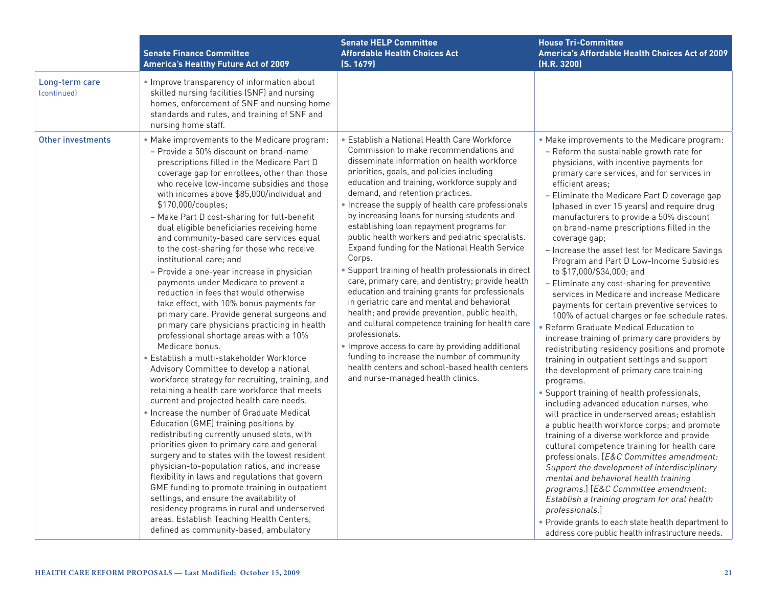| | Senate Finance Committee America's Healthy Future Act of 2009 | Senate HELP Committee Affordable Health Choices Act (S. 1679) | House Tri-Committee America's Affordable Health Choices Act of 2009 (H.R. 3200) |
|---|---|---|---|
| **Long-term care** (continued) | • Improve transparency of information about skilled nursing facilities (SNF) and nursing homes, enforcement of SNF and nursing home standards and rules, and training of SNF and nursing home staff. | | |
| **Other investments** | • Make improvements to the Medicare program:<br>– Provide a 50% discount on brand-name prescriptions filled in the Medicare Part D coverage gap for enrollees, other than those who receive low-income subsidies and those with incomes above $85,000/individual and $170,000/couples;<br>– Make Part D cost-sharing for full-benefit dual eligible beneficiaries receiving home and community-based care services equal to the cost-sharing for those who receive institutional care; and<br>– Provide a one-year increase in physician payments under Medicare to prevent a reduction in fees that would otherwise take effect, with 10% bonus payments for primary care. Provide general surgeons and primary care physicians practicing in health professional shortage areas with a 10% Medicare bonus.<br>• Establish a multi-stakeholder Workforce Advisory Committee to develop a national workforce strategy for recruiting, training, and retaining a health care workforce that meets current and projected health care needs.<br>• Increase the number of Graduate Medical Education (GME) training positions by redistributing currently unused slots, with priorities given to primary care and general surgery and to states with the lowest resident physician-to-population ratios, and increase flexibility in laws and regulations that govern GME funding to promote training in outpatient settings, and ensure the availability of residency programs in rural and underserved areas. Establish Teaching Health Centers, defined as community-based, ambulatory | • Establish a National Health Care Workforce Commission to make recommendations and disseminate information on health workforce priorities, goals, and policies including education and training, workforce supply and demand, and retention practices.<br>• Increase the supply of health care professionals by increasing loans for nursing students and establishing loan repayment programs for public health workers and pediatric specialists. Expand funding for the National Health Service Corps.<br>• Support training of health professionals in direct care, primary care, and dentistry; provide health education and training grants for professionals in geriatric care and mental and behavioral health; and provide prevention, public health, and cultural competence training for health care professionals.<br>• Improve access to care by providing additional funding to increase the number of community health centers and school-based health centers and nurse-managed health clinics. | • Make improvements to the Medicare program:<br>– Reform the sustainable growth rate for physicians, with incentive payments for primary care services, and for services in efficient areas;<br>– Eliminate the Medicare Part D coverage gap (phased in over 15 years) and require drug manufacturers to provide a 50% discount on brand-name prescriptions filled in the coverage gap;<br>– Increase the asset test for Medicare Savings Program and Part D Low-Income Subsidies to $17,000/$34,000; and<br>– Eliminate any cost-sharing for preventive services in Medicare and increase Medicare payments for certain preventive services to 100% of actual charges or fee schedule rates.<br>• Reform Graduate Medical Education to increase training of primary care providers by redistributing residency positions and promote training in outpatient settings and support the development of primary care training programs.<br>• Support training of health professionals, including advanced education nurses, who will practice in underserved areas; establish a public health workforce corps; and promote training of a diverse workforce and provide cultural competence training for health care professionals. [*E&C Committee amendment: Support the development of interdisciplinary mental and behavioral health training programs.*] [*E&C Committee amendment: Establish a training program for oral health professionals.*]<br>• Provide grants to each state health department to address core public health infrastructure needs. |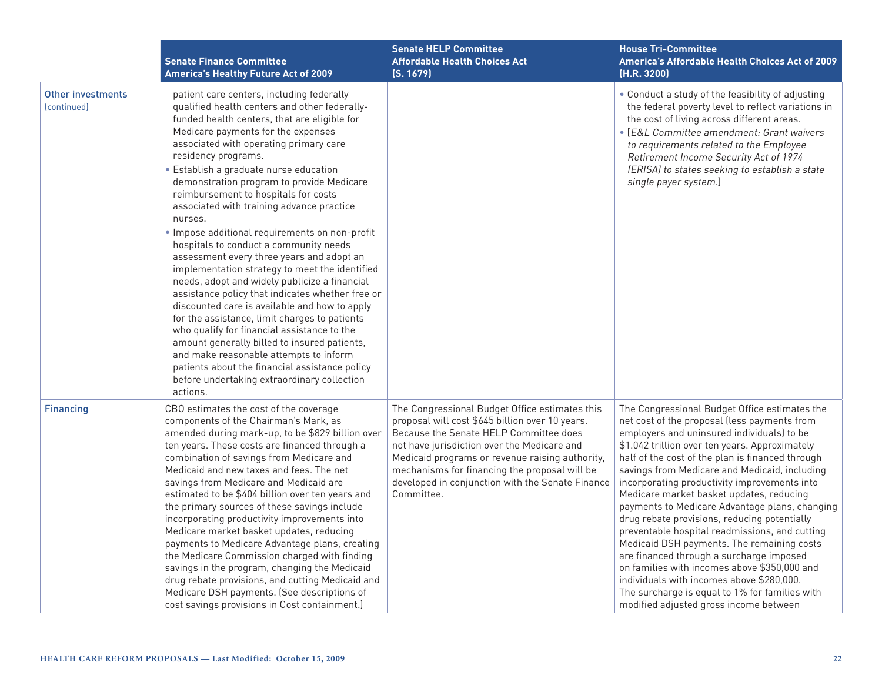| | Senate Finance Committee America's Healthy Future Act of 2009 | Senate HELP Committee Affordable Health Choices Act (S. 1679) | House Tri-Committee America's Affordable Health Choices Act of 2009 (H.R. 3200) |
|---|---|---|---|
| **Other investments** (continued) | patient care centers, including federally qualified health centers and other federally-funded health centers, that are eligible for Medicare payments for the expenses associated with operating primary care residency programs.<br>• Establish a graduate nurse education demonstration program to provide Medicare reimbursement to hospitals for costs associated with training advance practice nurses.<br>• Impose additional requirements on non-profit hospitals to conduct a community needs assessment every three years and adopt an implementation strategy to meet the identified needs, adopt and widely publicize a financial assistance policy that indicates whether free or discounted care is available and how to apply for the assistance, limit charges to patients who qualify for financial assistance to the amount generally billed to insured patients, and make reasonable attempts to inform patients about the financial assistance policy before undertaking extraordinary collection actions. | | • Conduct a study of the feasibility of adjusting the federal poverty level to reflect variations in the cost of living across different areas.<br>• [*E&L Committee amendment: Grant waivers to requirements related to the Employee Retirement Income Security Act of 1974 (ERISA) to states seeking to establish a state single payer system.*] |
| **Financing** | CBO estimates the cost of the coverage components of the Chairman's Mark, as amended during mark-up, to be $829 billion over ten years. These costs are financed through a combination of savings from Medicare and Medicaid and new taxes and fees. The net savings from Medicare and Medicaid are estimated to be $404 billion over ten years and the primary sources of these savings include incorporating productivity improvements into Medicare market basket updates, reducing payments to Medicare Advantage plans, creating the Medicare Commission charged with finding savings in the program, changing the Medicaid drug rebate provisions, and cutting Medicaid and Medicare DSH payments. (See descriptions of cost savings provisions in Cost containment.) | The Congressional Budget Office estimates this proposal will cost $645 billion over 10 years. Because the Senate HELP Committee does not have jurisdiction over the Medicare and Medicaid programs or revenue raising authority, mechanisms for financing the proposal will be developed in conjunction with the Senate Finance Committee. | The Congressional Budget Office estimates the net cost of the proposal (less payments from employers and uninsured individuals) to be $1.042 trillion over ten years. Approximately half of the cost of the plan is financed through savings from Medicare and Medicaid, including incorporating productivity improvements into Medicare market basket updates, reducing payments to Medicare Advantage plans, changing drug rebate provisions, reducing potentially preventable hospital readmissions, and cutting Medicaid DSH payments. The remaining costs are financed through a surcharge imposed on families with incomes above $350,000 and individuals with incomes above $280,000. The surcharge is equal to 1% for families with modified adjusted gross income between |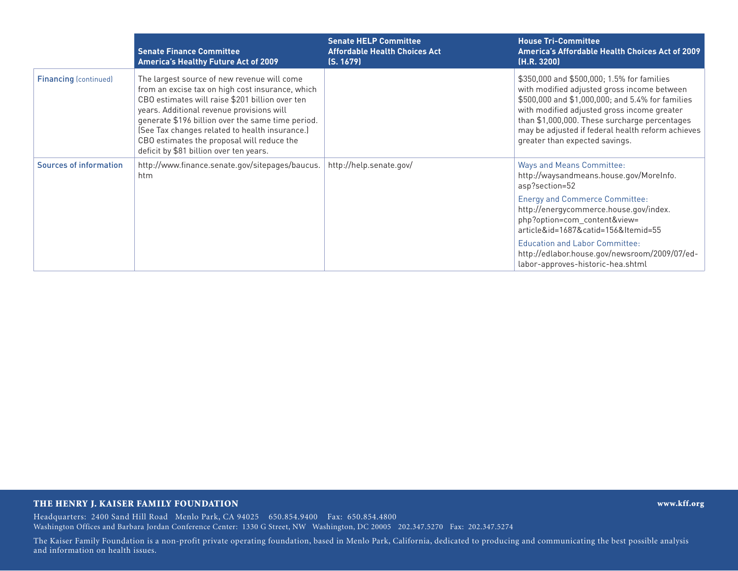| | Senate Finance Committee America's Healthy Future Act of 2009 | Senate HELP Committee Affordable Health Choices Act (S. 1679) | House Tri-Committee America's Affordable Health Choices Act of 2009 (H.R. 3200) |
|---|---|---|---|
| Financing (continued) | The largest source of new revenue will come from an excise tax on high cost insurance, which CBO estimates will raise $201 billion over ten years. Additional revenue provisions will generate $196 billion over the same time period. (See Tax changes related to health insurance.) CBO estimates the proposal will reduce the deficit by $81 billion over ten years. | | $350,000 and $500,000; 1.5% for families with modified adjusted gross income between $500,000 and $1,000,000; and 5.4% for families with modified adjusted gross income greater than $1,000,000. These surcharge percentages may be adjusted if federal health reform achieves greater than expected savings. |
| Sources of information | http://www.finance.senate.gov/sitepages/baucus.htm | http://help.senate.gov/ | Ways and Means Committee: http://waysandmeans.house.gov/MoreInfo.asp?section=52<br>Energy and Commerce Committee: http://energycommerce.house.gov/index.php?option=com_content&view=article&id=1687&catid=156&Itemid=55<br>Education and Labor Committee: http://edlabor.house.gov/newsroom/2009/07/ed-labor-approves-historic-hea.shtml |

**THE HENRY J. KAISER FAMILY FOUNDATION**

www.kff.org

Headquarters: 2400 Sand Hill Road Menlo Park, CA 94025 650.854.9400 Fax: 650.854.4800
Washington Offices and Barbara Jordan Conference Center: 1330 G Street, NW Washington, DC 20005 202.347.5270 Fax: 202.347.5274

The Kaiser Family Foundation is a non-profit private operating foundation, based in Menlo Park, California, dedicated to producing and communicating the best possible analysis and information on health issues.